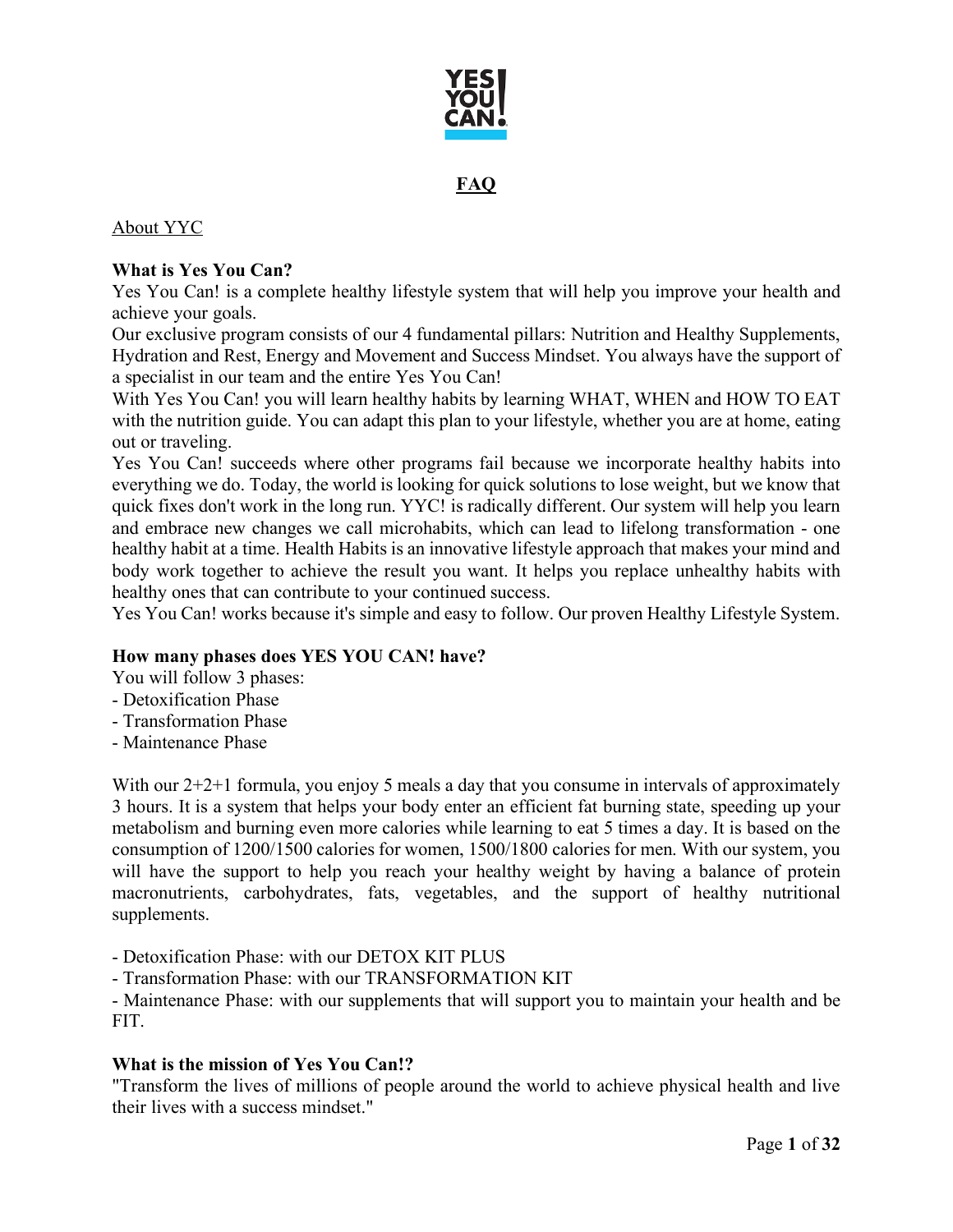# FAQ

About YYC

**What is Yes You Can?**

Yes You Can! is a complete healthy lifestyle system that will help you improve your health and achieve your goals.

Our exclusive program consists of our 4 fundamental pillars: Nutrition and Healthy Supplements, Hydration and Rest, Energy and Movement and Success Mindset. You always have the support of a specialist in our team and the entire Yes You Can!

With Yes You Can! you will learn healthy habits by learning WHAT, WHEN and HOW TO EAT with the nutrition guide. You can adapt this plan to your lifestyle, whether you are at home, eating out or traveling.

Yes You Can! succeeds where other programs fail because we incorporate healthy habits into everything we do. Today, the world is looking for quick solutions to lose weight, but we know that quick fixes don't work in the long run. YYC! is radically different. Our system will help you learn and embrace new changes we call microhabits, which can lead to lifelong transformation - one healthy habit at a time. Health Habits is an innovative lifestyle approach that makes your mind and body work together to achieve the result you want. It helps you replace unhealthy habits with healthy ones that can contribute to your continued success.

Yes You Can! works because it's simple and easy to follow. Our proven Healthy Lifestyle System.

**How many phases does YES YOU CAN! have?**

You will follow 3 phases:
- Detoxification Phase
- Transformation Phase
- Maintenance Phase

With our 2+2+1 formula, you enjoy 5 meals a day that you consume in intervals of approximately 3 hours. It is a system that helps your body enter an efficient fat burning state, speeding up your metabolism and burning even more calories while learning to eat 5 times a day. It is based on the consumption of 1200/1500 calories for women, 1500/1800 calories for men. With our system, you will have the support to help you reach your healthy weight by having a balance of protein macronutrients, carbohydrates, fats, vegetables, and the support of healthy nutritional supplements.

- Detoxification Phase: with our DETOX KIT PLUS
- Transformation Phase: with our TRANSFORMATION KIT
- Maintenance Phase: with our supplements that will support you to maintain your health and be FIT.

**What is the mission of Yes You Can!?**

"Transform the lives of millions of people around the world to achieve physical health and live their lives with a success mindset."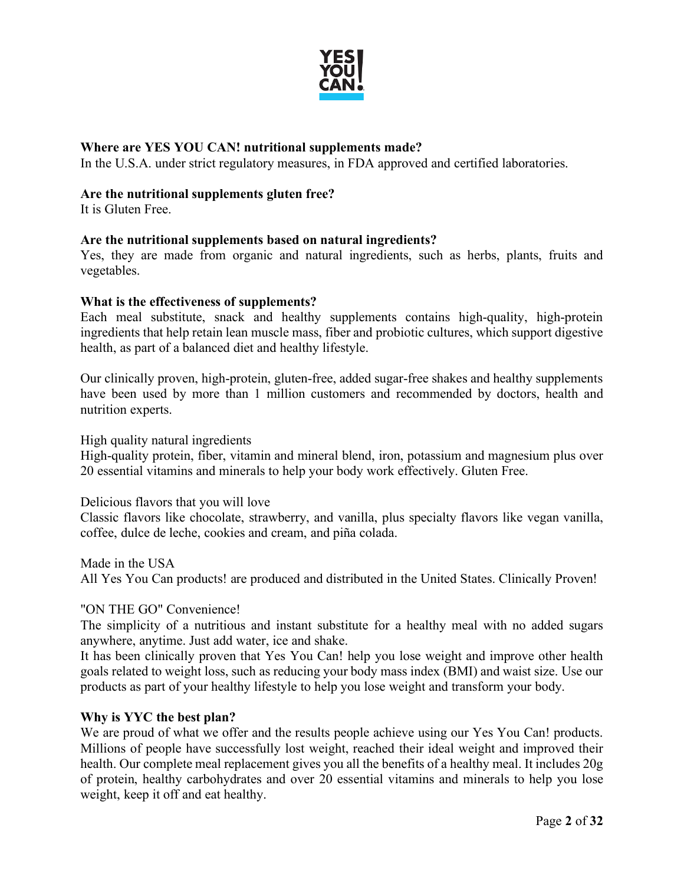**Where are YES YOU CAN! nutritional supplements made?**
In the U.S.A. under strict regulatory measures, in FDA approved and certified laboratories.

**Are the nutritional supplements gluten free?**
It is Gluten Free.

**Are the nutritional supplements based on natural ingredients?**
Yes, they are made from organic and natural ingredients, such as herbs, plants, fruits and vegetables.

**What is the effectiveness of supplements?**
Each meal substitute, snack and healthy supplements contains high-quality, high-protein ingredients that help retain lean muscle mass, fiber and probiotic cultures, which support digestive health, as part of a balanced diet and healthy lifestyle.

Our clinically proven, high-protein, gluten-free, added sugar-free shakes and healthy supplements have been used by more than 1 million customers and recommended by doctors, health and nutrition experts.

High quality natural ingredients
High-quality protein, fiber, vitamin and mineral blend, iron, potassium and magnesium plus over 20 essential vitamins and minerals to help your body work effectively. Gluten Free.

Delicious flavors that you will love
Classic flavors like chocolate, strawberry, and vanilla, plus specialty flavors like vegan vanilla, coffee, dulce de leche, cookies and cream, and piña colada.

Made in the USA
All Yes You Can products! are produced and distributed in the United States. Clinically Proven!

"ON THE GO" Convenience!
The simplicity of a nutritious and instant substitute for a healthy meal with no added sugars anywhere, anytime. Just add water, ice and shake.
It has been clinically proven that Yes You Can! help you lose weight and improve other health goals related to weight loss, such as reducing your body mass index (BMI) and waist size. Use our products as part of your healthy lifestyle to help you lose weight and transform your body.

**Why is YYC the best plan?**
We are proud of what we offer and the results people achieve using our Yes You Can! products. Millions of people have successfully lost weight, reached their ideal weight and improved their health. Our complete meal replacement gives you all the benefits of a healthy meal. It includes 20g of protein, healthy carbohydrates and over 20 essential vitamins and minerals to help you lose weight, keep it off and eat healthy.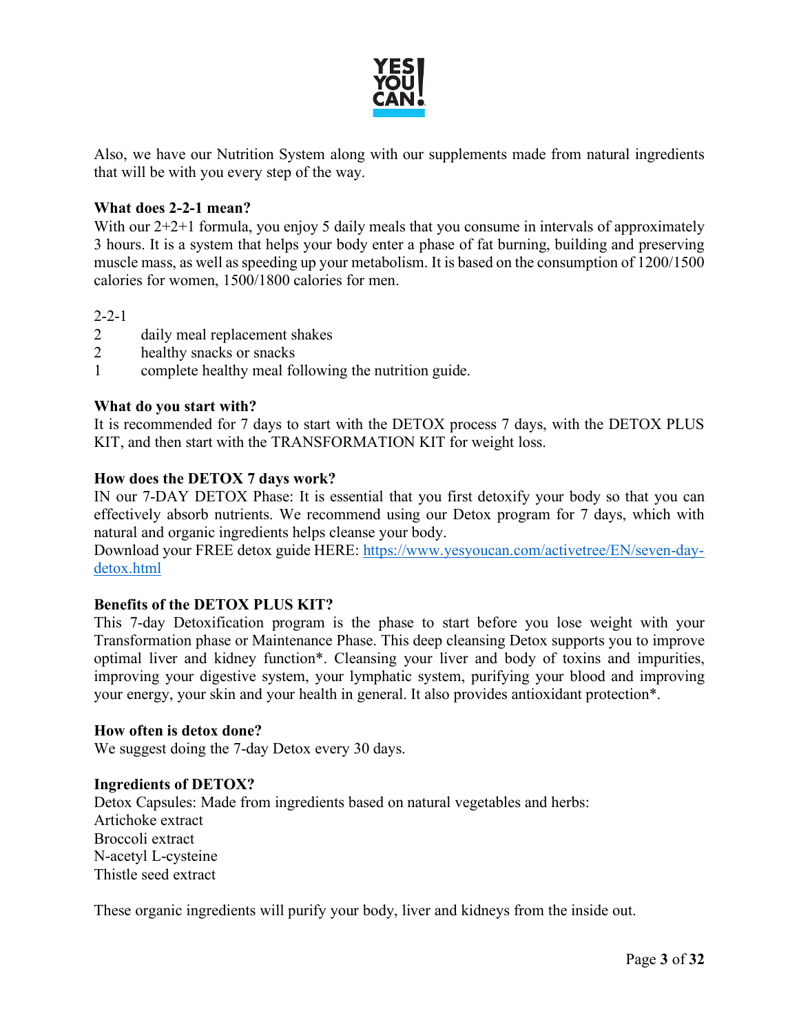Also, we have our Nutrition System along with our supplements made from natural ingredients that will be with you every step of the way.

**What does 2-2-1 mean?**

With our 2+2+1 formula, you enjoy 5 daily meals that you consume in intervals of approximately 3 hours. It is a system that helps your body enter a phase of fat burning, building and preserving muscle mass, as well as speeding up your metabolism. It is based on the consumption of 1200/1500 calories for women, 1500/1800 calories for men.

2-2-1

2 daily meal replacement shakes
2 healthy snacks or snacks
1 complete healthy meal following the nutrition guide.

**What do you start with?**

It is recommended for 7 days to start with the DETOX process 7 days, with the DETOX PLUS KIT, and then start with the TRANSFORMATION KIT for weight loss.

**How does the DETOX 7 days work?**

IN our 7-DAY DETOX Phase: It is essential that you first detoxify your body so that you can effectively absorb nutrients. We recommend using our Detox program for 7 days, which with natural and organic ingredients helps cleanse your body.
Download your FREE detox guide HERE: [https://www.yesyoucan.com/activetree/EN/seven-day-detox.html](https://www.yesyoucan.com/activetree/EN/seven-day-detox.html)

**Benefits of the DETOX PLUS KIT?**

This 7-day Detoxification program is the phase to start before you lose weight with your Transformation phase or Maintenance Phase. This deep cleansing Detox supports you to improve optimal liver and kidney function*. Cleansing your liver and body of toxins and impurities, improving your digestive system, your lymphatic system, purifying your blood and improving your energy, your skin and your health in general. It also provides antioxidant protection*.

**How often is detox done?**

We suggest doing the 7-day Detox every 30 days.

**Ingredients of DETOX?**

Detox Capsules: Made from ingredients based on natural vegetables and herbs:
Artichoke extract
Broccoli extract
N-acetyl L-cysteine
Thistle seed extract

These organic ingredients will purify your body, liver and kidneys from the inside out.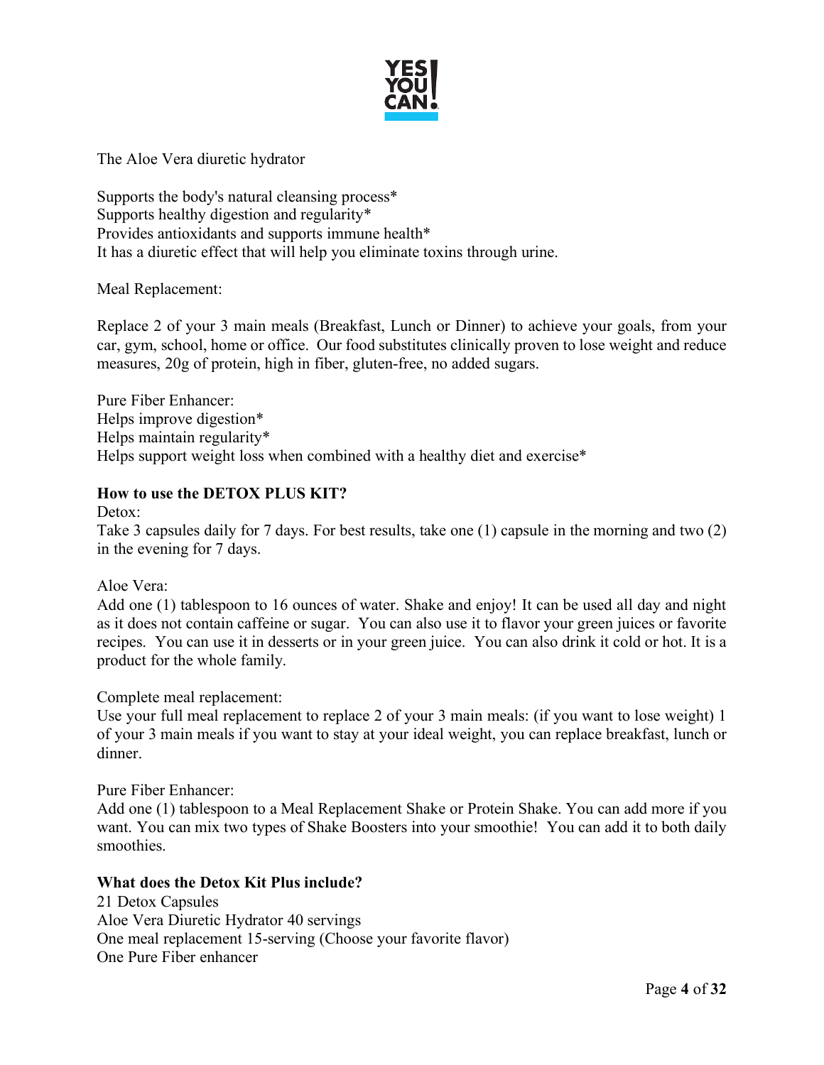The Aloe Vera diuretic hydrator

Supports the body's natural cleansing process*
Supports healthy digestion and regularity*
Provides antioxidants and supports immune health*
It has a diuretic effect that will help you eliminate toxins through urine.

Meal Replacement:

Replace 2 of your 3 main meals (Breakfast, Lunch or Dinner) to achieve your goals, from your car, gym, school, home or office. Our food substitutes clinically proven to lose weight and reduce measures, 20g of protein, high in fiber, gluten-free, no added sugars.

Pure Fiber Enhancer:
Helps improve digestion*
Helps maintain regularity*
Helps support weight loss when combined with a healthy diet and exercise*

**How to use the DETOX PLUS KIT?**

Detox:
Take 3 capsules daily for 7 days. For best results, take one (1) capsule in the morning and two (2) in the evening for 7 days.

Aloe Vera:
Add one (1) tablespoon to 16 ounces of water. Shake and enjoy! It can be used all day and night as it does not contain caffeine or sugar. You can also use it to flavor your green juices or favorite recipes. You can use it in desserts or in your green juice. You can also drink it cold or hot. It is a product for the whole family.

Complete meal replacement:
Use your full meal replacement to replace 2 of your 3 main meals: (if you want to lose weight) 1 of your 3 main meals if you want to stay at your ideal weight, you can replace breakfast, lunch or dinner.

Pure Fiber Enhancer:
Add one (1) tablespoon to a Meal Replacement Shake or Protein Shake. You can add more if you want. You can mix two types of Shake Boosters into your smoothie! You can add it to both daily smoothies.

**What does the Detox Kit Plus include?**

21 Detox Capsules
Aloe Vera Diuretic Hydrator 40 servings
One meal replacement 15-serving (Choose your favorite flavor)
One Pure Fiber enhancer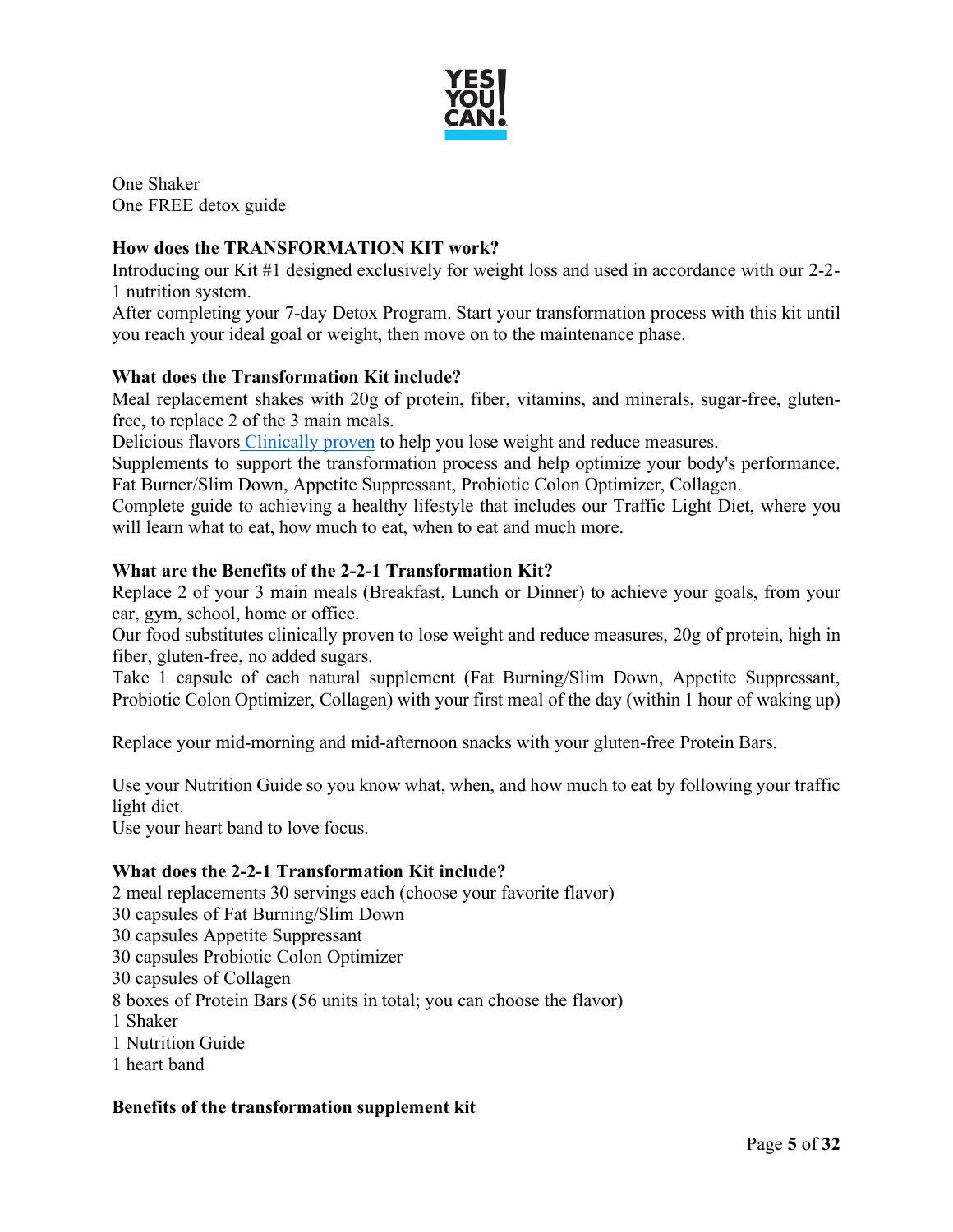One Shaker
One FREE detox guide

**How does the TRANSFORMATION KIT work?**
Introducing our Kit #1 designed exclusively for weight loss and used in accordance with our 2-2-1 nutrition system.
After completing your 7-day Detox Program. Start your transformation process with this kit until you reach your ideal goal or weight, then move on to the maintenance phase.

**What does the Transformation Kit include?**
Meal replacement shakes with 20g of protein, fiber, vitamins, and minerals, sugar-free, gluten-free, to replace 2 of the 3 main meals.
Delicious flavors Clinically proven to help you lose weight and reduce measures.
Supplements to support the transformation process and help optimize your body's performance. Fat Burner/Slim Down, Appetite Suppressant, Probiotic Colon Optimizer, Collagen.
Complete guide to achieving a healthy lifestyle that includes our Traffic Light Diet, where you will learn what to eat, how much to eat, when to eat and much more.

**What are the Benefits of the 2-2-1 Transformation Kit?**
Replace 2 of your 3 main meals (Breakfast, Lunch or Dinner) to achieve your goals, from your car, gym, school, home or office.
Our food substitutes clinically proven to lose weight and reduce measures, 20g of protein, high in fiber, gluten-free, no added sugars.
Take 1 capsule of each natural supplement (Fat Burning/Slim Down, Appetite Suppressant, Probiotic Colon Optimizer, Collagen) with your first meal of the day (within 1 hour of waking up)

Replace your mid-morning and mid-afternoon snacks with your gluten-free Protein Bars.

Use your Nutrition Guide so you know what, when, and how much to eat by following your traffic light diet.
Use your heart band to love focus.

**What does the 2-2-1 Transformation Kit include?**
2 meal replacements 30 servings each (choose your favorite flavor)
30 capsules of Fat Burning/Slim Down
30 capsules Appetite Suppressant
30 capsules Probiotic Colon Optimizer
30 capsules of Collagen
8 boxes of Protein Bars (56 units in total; you can choose the flavor)
1 Shaker
1 Nutrition Guide
1 heart band

**Benefits of the transformation supplement kit**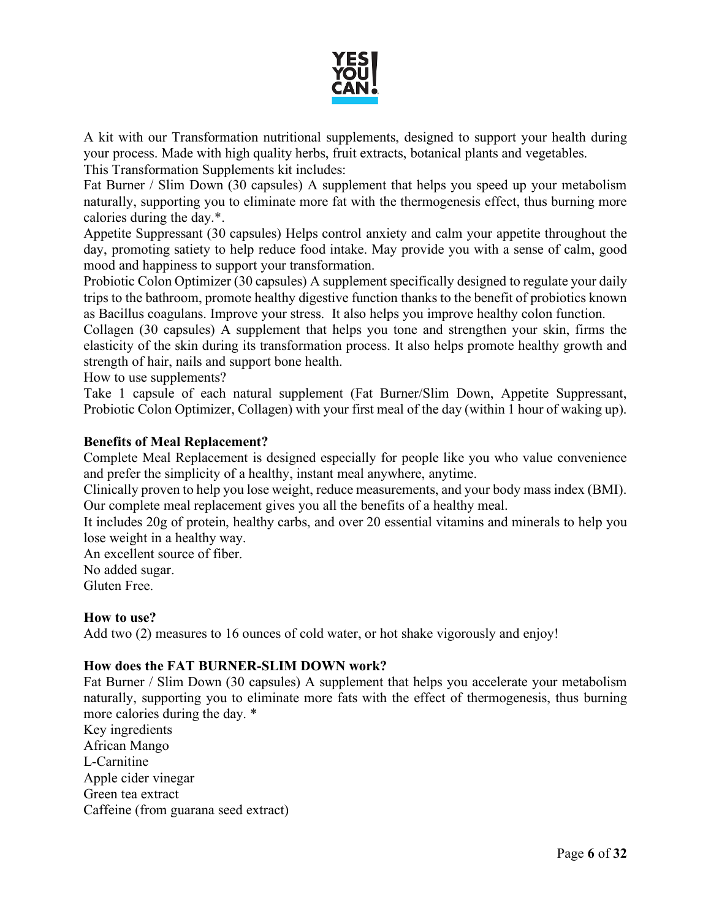A kit with our Transformation nutritional supplements, designed to support your health during your process. Made with high quality herbs, fruit extracts, botanical plants and vegetables.

This Transformation Supplements kit includes:

Fat Burner / Slim Down (30 capsules) A supplement that helps you speed up your metabolism naturally, supporting you to eliminate more fat with the thermogenesis effect, thus burning more calories during the day.*.

Appetite Suppressant (30 capsules) Helps control anxiety and calm your appetite throughout the day, promoting satiety to help reduce food intake. May provide you with a sense of calm, good mood and happiness to support your transformation.

Probiotic Colon Optimizer (30 capsules) A supplement specifically designed to regulate your daily trips to the bathroom, promote healthy digestive function thanks to the benefit of probiotics known as Bacillus coagulans. Improve your stress. It also helps you improve healthy colon function.

Collagen (30 capsules) A supplement that helps you tone and strengthen your skin, firms the elasticity of the skin during its transformation process. It also helps promote healthy growth and strength of hair, nails and support bone health.

How to use supplements?

Take 1 capsule of each natural supplement (Fat Burner/Slim Down, Appetite Suppressant, Probiotic Colon Optimizer, Collagen) with your first meal of the day (within 1 hour of waking up).

**Benefits of Meal Replacement?**

Complete Meal Replacement is designed especially for people like you who value convenience and prefer the simplicity of a healthy, instant meal anywhere, anytime.

Clinically proven to help you lose weight, reduce measurements, and your body mass index (BMI).

Our complete meal replacement gives you all the benefits of a healthy meal.

It includes 20g of protein, healthy carbs, and over 20 essential vitamins and minerals to help you lose weight in a healthy way.

An excellent source of fiber.

No added sugar.

Gluten Free.

**How to use?**

Add two (2) measures to 16 ounces of cold water, or hot shake vigorously and enjoy!

**How does the FAT BURNER-SLIM DOWN work?**

Fat Burner / Slim Down (30 capsules) A supplement that helps you accelerate your metabolism naturally, supporting you to eliminate more fats with the effect of thermogenesis, thus burning more calories during the day. *

Key ingredients

African Mango

L-Carnitine

Apple cider vinegar

Green tea extract

Caffeine (from guarana seed extract)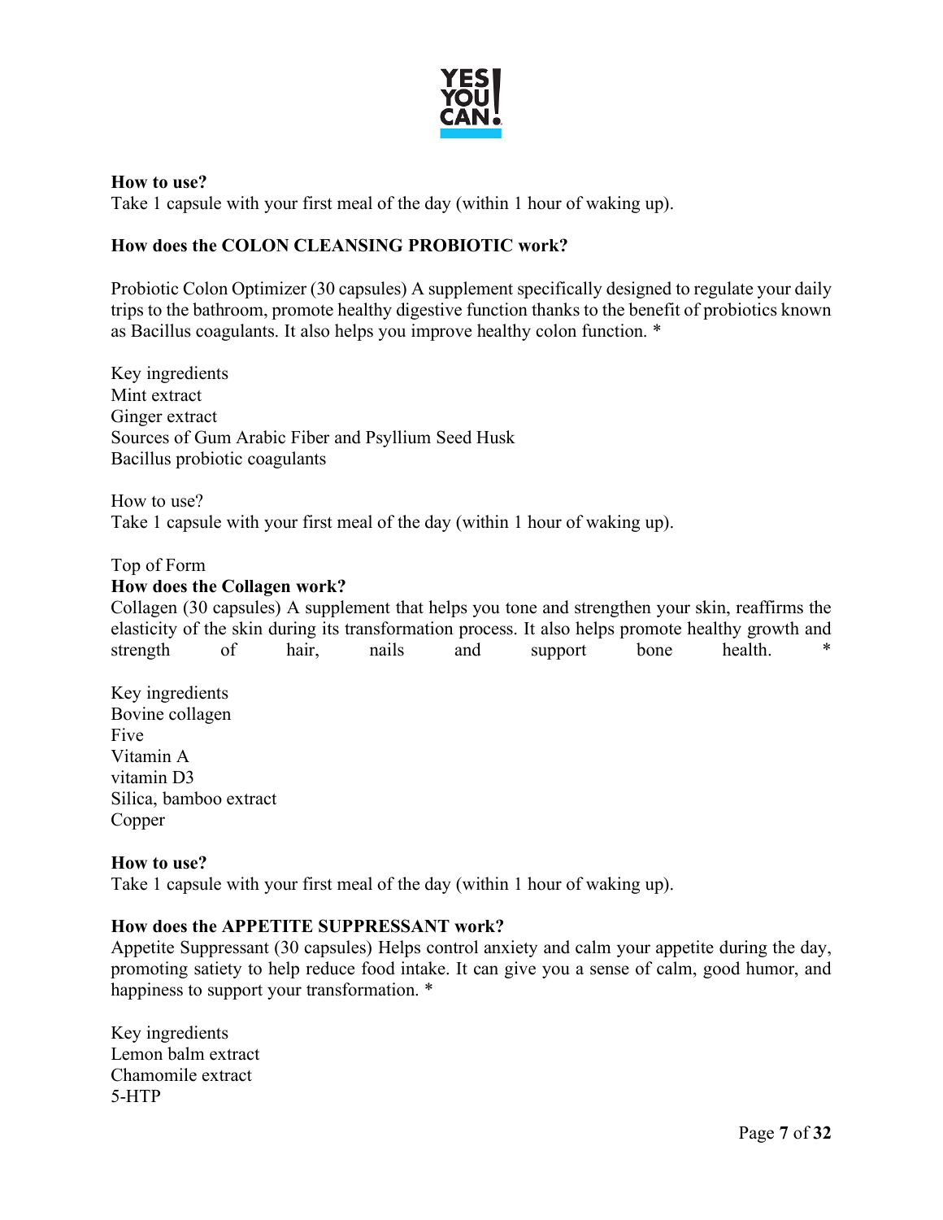**How to use?**
Take 1 capsule with your first meal of the day (within 1 hour of waking up).

**How does the COLON CLEANSING PROBIOTIC work?**

Probiotic Colon Optimizer (30 capsules) A supplement specifically designed to regulate your daily trips to the bathroom, promote healthy digestive function thanks to the benefit of probiotics known as Bacillus coagulants. It also helps you improve healthy colon function. *

Key ingredients
Mint extract
Ginger extract
Sources of Gum Arabic Fiber and Psyllium Seed Husk
Bacillus probiotic coagulants

How to use?
Take 1 capsule with your first meal of the day (within 1 hour of waking up).

Top of Form
**How does the Collagen work?**
Collagen (30 capsules) A supplement that helps you tone and strengthen your skin, reaffirms the elasticity of the skin during its transformation process. It also helps promote healthy growth and strength of hair, nails and support bone health. *

Key ingredients
Bovine collagen
Five
Vitamin A
vitamin D3
Silica, bamboo extract
Copper

**How to use?**
Take 1 capsule with your first meal of the day (within 1 hour of waking up).

**How does the APPETITE SUPPRESSANT work?**
Appetite Suppressant (30 capsules) Helps control anxiety and calm your appetite during the day, promoting satiety to help reduce food intake. It can give you a sense of calm, good humor, and happiness to support your transformation. *

Key ingredients
Lemon balm extract
Chamomile extract
5-HTP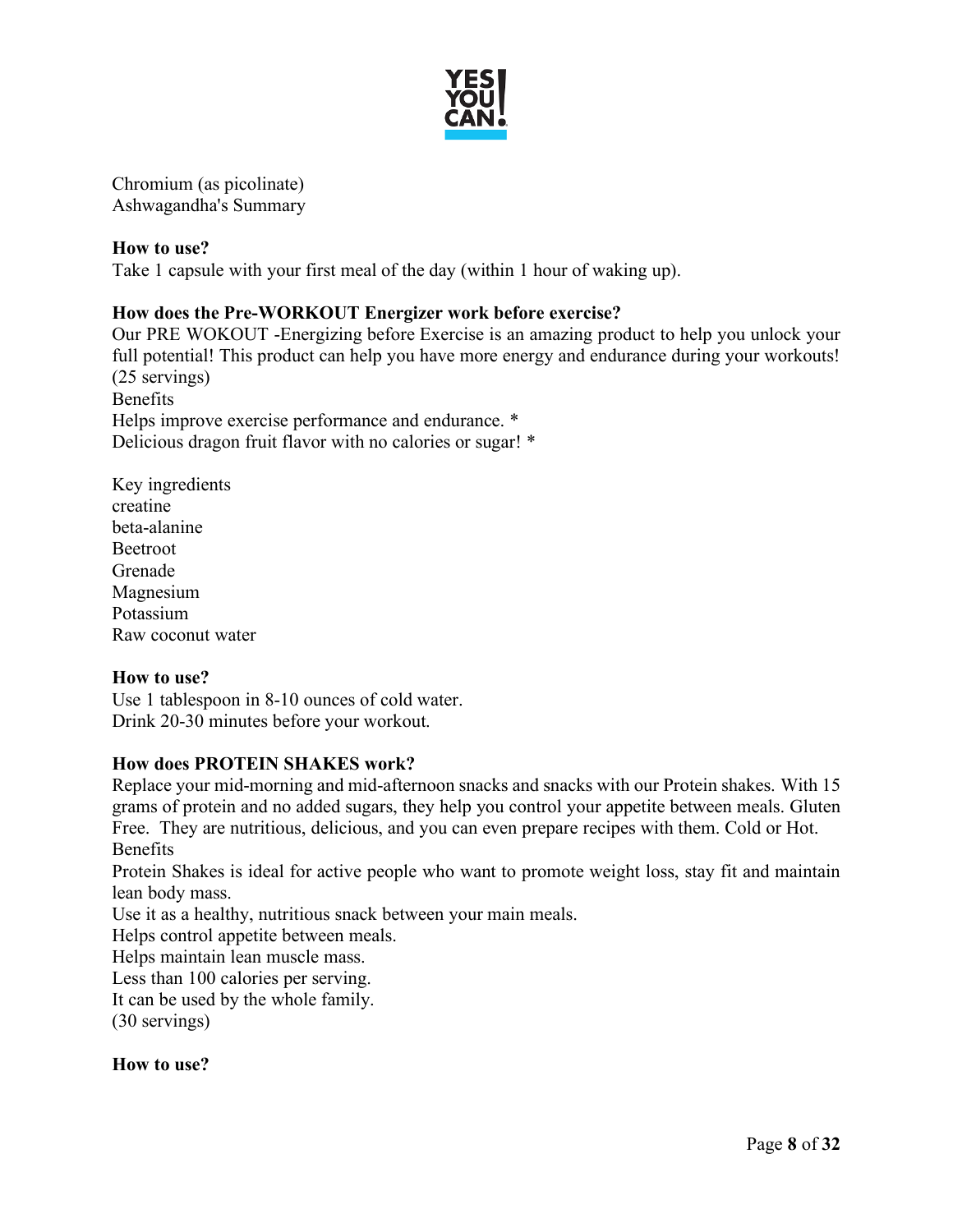Chromium (as picolinate)
Ashwagandha's Summary

**How to use?**
Take 1 capsule with your first meal of the day (within 1 hour of waking up).

**How does the Pre-WORKOUT Energizer work before exercise?**
Our PRE WOKOUT -Energizing before Exercise is an amazing product to help you unlock your full potential! This product can help you have more energy and endurance during your workouts! (25 servings)
Benefits
Helps improve exercise performance and endurance. *
Delicious dragon fruit flavor with no calories or sugar! *

Key ingredients
creatine
beta-alanine
Beetroot
Grenade
Magnesium
Potassium
Raw coconut water

**How to use?**
Use 1 tablespoon in 8-10 ounces of cold water.
Drink 20-30 minutes before your workout.

**How does PROTEIN SHAKES work?**
Replace your mid-morning and mid-afternoon snacks and snacks with our Protein shakes. With 15 grams of protein and no added sugars, they help you control your appetite between meals. Gluten Free. They are nutritious, delicious, and you can even prepare recipes with them. Cold or Hot.
Benefits
Protein Shakes is ideal for active people who want to promote weight loss, stay fit and maintain lean body mass.
Use it as a healthy, nutritious snack between your main meals.
Helps control appetite between meals.
Helps maintain lean muscle mass.
Less than 100 calories per serving.
It can be used by the whole family.
(30 servings)

**How to use?**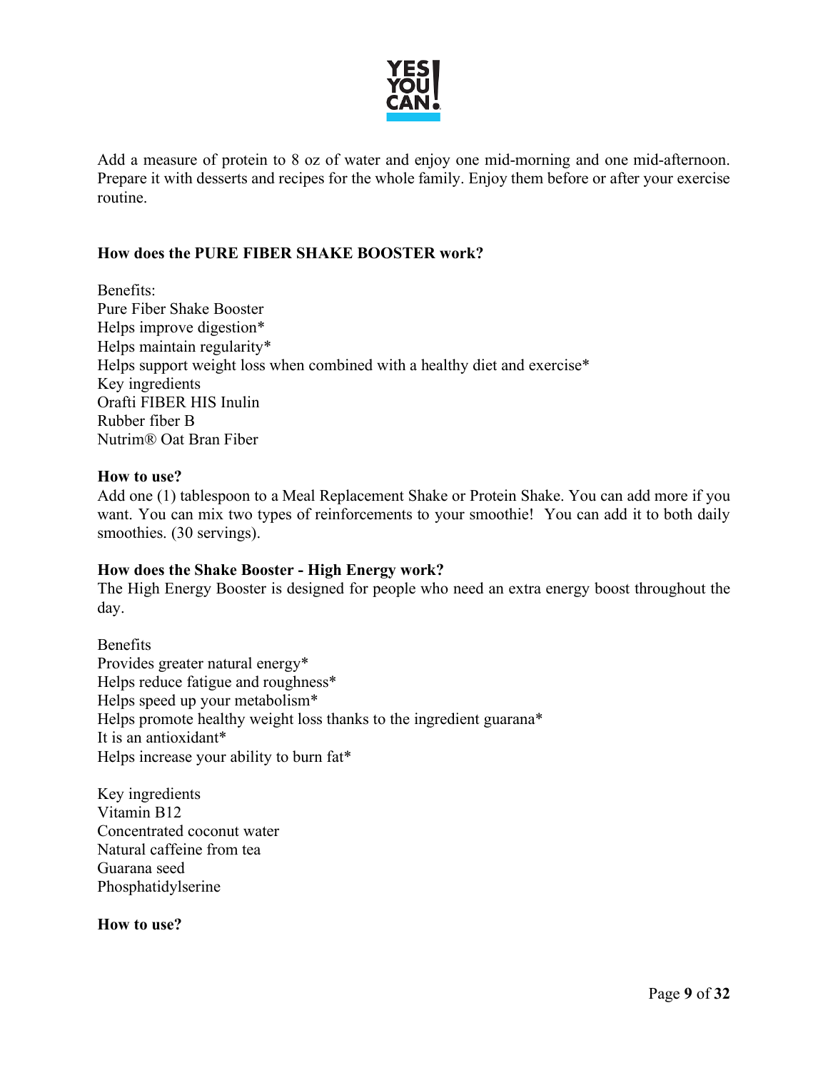Add a measure of protein to 8 oz of water and enjoy one mid-morning and one mid-afternoon. Prepare it with desserts and recipes for the whole family. Enjoy them before or after your exercise routine.

**How does the PURE FIBER SHAKE BOOSTER work?**

Benefits:
Pure Fiber Shake Booster
Helps improve digestion*
Helps maintain regularity*
Helps support weight loss when combined with a healthy diet and exercise*
Key ingredients
Orafti FIBER HIS Inulin
Rubber fiber B
Nutrim® Oat Bran Fiber

**How to use?**
Add one (1) tablespoon to a Meal Replacement Shake or Protein Shake. You can add more if you want. You can mix two types of reinforcements to your smoothie! You can add it to both daily smoothies. (30 servings).

**How does the Shake Booster - High Energy work?**
The High Energy Booster is designed for people who need an extra energy boost throughout the day.

Benefits
Provides greater natural energy*
Helps reduce fatigue and roughness*
Helps speed up your metabolism*
Helps promote healthy weight loss thanks to the ingredient guarana*
It is an antioxidant*
Helps increase your ability to burn fat*

Key ingredients
Vitamin B12
Concentrated coconut water
Natural caffeine from tea
Guarana seed
Phosphatidylserine

**How to use?**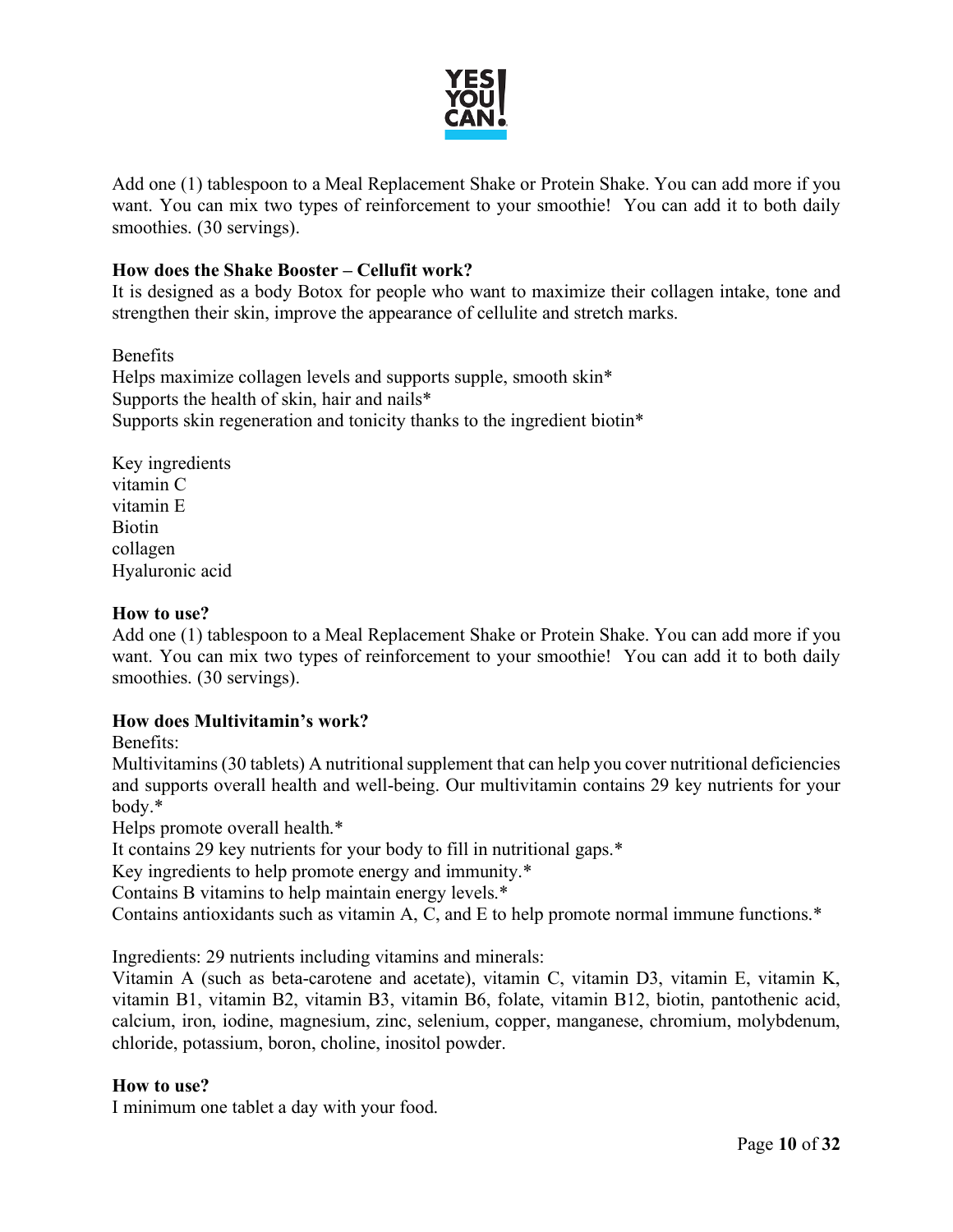Add one (1) tablespoon to a Meal Replacement Shake or Protein Shake. You can add more if you want. You can mix two types of reinforcement to your smoothie! You can add it to both daily smoothies. (30 servings).

**How does the Shake Booster – Cellufit work?**

It is designed as a body Botox for people who want to maximize their collagen intake, tone and strengthen their skin, improve the appearance of cellulite and stretch marks.

Benefits

Helps maximize collagen levels and supports supple, smooth skin*

Supports the health of skin, hair and nails*

Supports skin regeneration and tonicity thanks to the ingredient biotin*

Key ingredients

vitamin C

vitamin E

Biotin

collagen

Hyaluronic acid

**How to use?**

Add one (1) tablespoon to a Meal Replacement Shake or Protein Shake. You can add more if you want. You can mix two types of reinforcement to your smoothie! You can add it to both daily smoothies. (30 servings).

**How does Multivitamin's work?**

Benefits:

Multivitamins (30 tablets) A nutritional supplement that can help you cover nutritional deficiencies and supports overall health and well-being. Our multivitamin contains 29 key nutrients for your body.*

Helps promote overall health.*

It contains 29 key nutrients for your body to fill in nutritional gaps.*

Key ingredients to help promote energy and immunity.*

Contains B vitamins to help maintain energy levels.*

Contains antioxidants such as vitamin A, C, and E to help promote normal immune functions.*

Ingredients: 29 nutrients including vitamins and minerals:

Vitamin A (such as beta-carotene and acetate), vitamin C, vitamin D3, vitamin E, vitamin K, vitamin B1, vitamin B2, vitamin B3, vitamin B6, folate, vitamin B12, biotin, pantothenic acid, calcium, iron, iodine, magnesium, zinc, selenium, copper, manganese, chromium, molybdenum, chloride, potassium, boron, choline, inositol powder.

**How to use?**

I minimum one tablet a day with your food.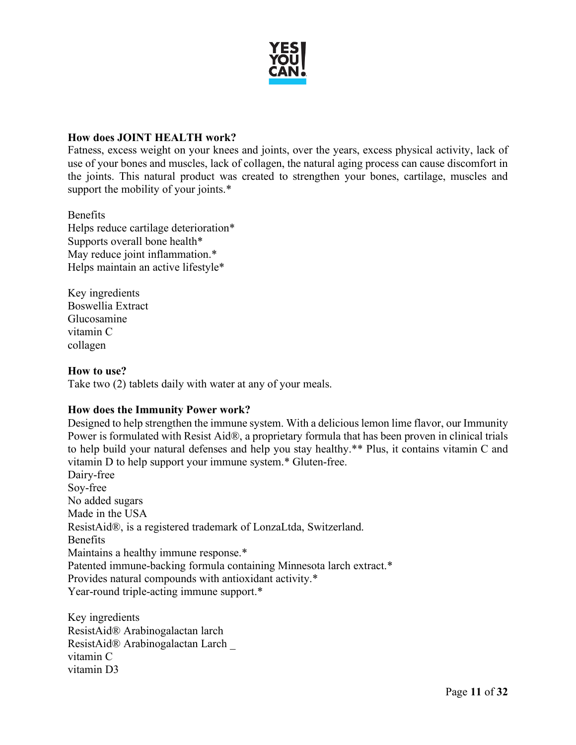**How does JOINT HEALTH work?**

Fatness, excess weight on your knees and joints, over the years, excess physical activity, lack of use of your bones and muscles, lack of collagen, the natural aging process can cause discomfort in the joints. This natural product was created to strengthen your bones, cartilage, muscles and support the mobility of your joints.*

Benefits
Helps reduce cartilage deterioration*
Supports overall bone health*
May reduce joint inflammation.*
Helps maintain an active lifestyle*

Key ingredients
Boswellia Extract
Glucosamine
vitamin C
collagen

**How to use?**

Take two (2) tablets daily with water at any of your meals.

**How does the Immunity Power work?**

Designed to help strengthen the immune system. With a delicious lemon lime flavor, our Immunity Power is formulated with Resist Aid®, a proprietary formula that has been proven in clinical trials to help build your natural defenses and help you stay healthy.** Plus, it contains vitamin C and vitamin D to help support your immune system.* Gluten-free.
Dairy-free
Soy-free
No added sugars
Made in the USA
ResistAid®, is a registered trademark of LonzaLtda, Switzerland.
Benefits
Maintains a healthy immune response.*
Patented immune-backing formula containing Minnesota larch extract.*
Provides natural compounds with antioxidant activity.*
Year-round triple-acting immune support.*

Key ingredients
ResistAid® Arabinogalactan larch
ResistAid® Arabinogalactan Larch _
vitamin C
vitamin D3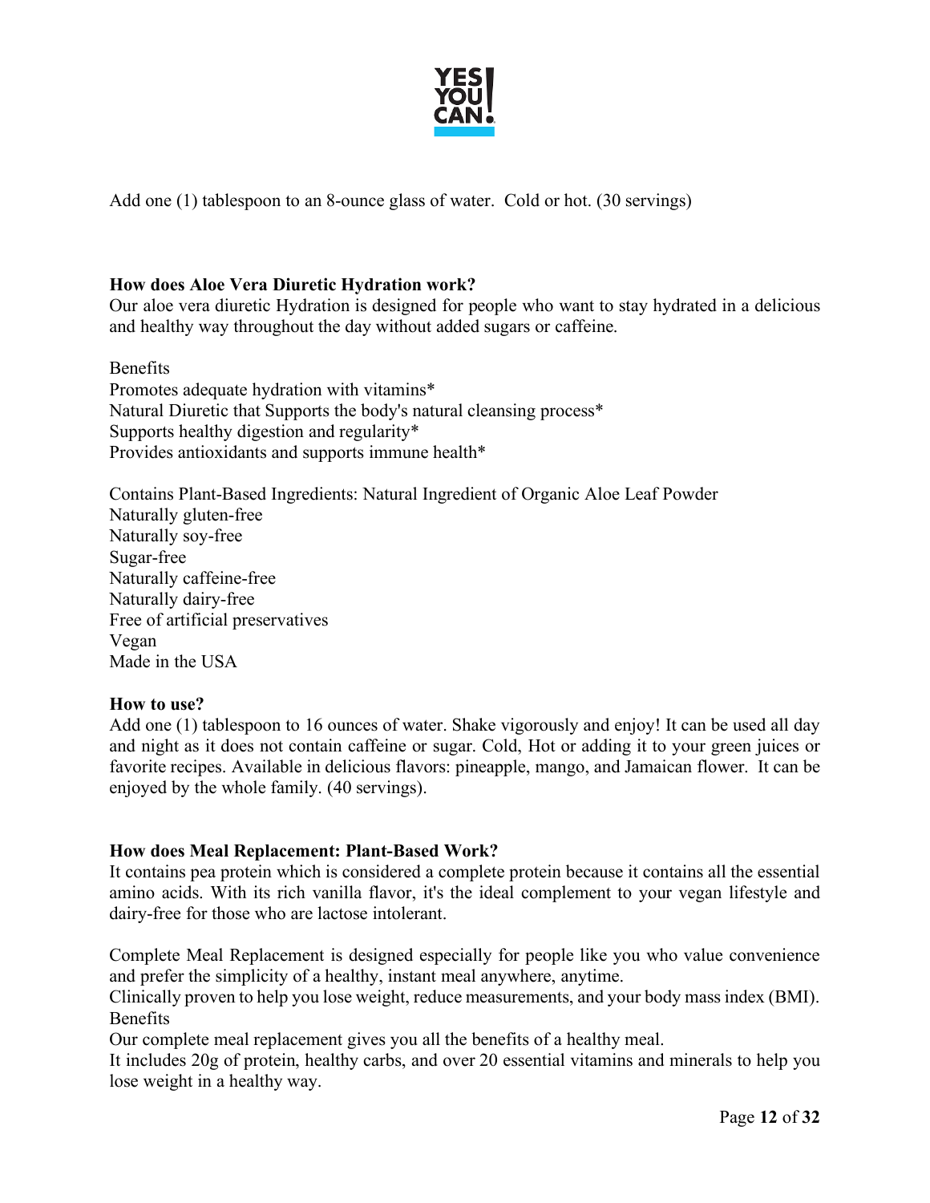Add one (1) tablespoon to an 8-ounce glass of water. Cold or hot. (30 servings)

**How does Aloe Vera Diuretic Hydration work?**

Our aloe vera diuretic Hydration is designed for people who want to stay hydrated in a delicious and healthy way throughout the day without added sugars or caffeine.

Benefits

Promotes adequate hydration with vitamins*
Natural Diuretic that Supports the body's natural cleansing process*
Supports healthy digestion and regularity*
Provides antioxidants and supports immune health*

Contains Plant-Based Ingredients: Natural Ingredient of Organic Aloe Leaf Powder
Naturally gluten-free
Naturally soy-free
Sugar-free
Naturally caffeine-free
Naturally dairy-free
Free of artificial preservatives
Vegan
Made in the USA

**How to use?**

Add one (1) tablespoon to 16 ounces of water. Shake vigorously and enjoy! It can be used all day and night as it does not contain caffeine or sugar. Cold, Hot or adding it to your green juices or favorite recipes. Available in delicious flavors: pineapple, mango, and Jamaican flower. It can be enjoyed by the whole family. (40 servings).

**How does Meal Replacement: Plant-Based Work?**

It contains pea protein which is considered a complete protein because it contains all the essential amino acids. With its rich vanilla flavor, it's the ideal complement to your vegan lifestyle and dairy-free for those who are lactose intolerant.

Complete Meal Replacement is designed especially for people like you who value convenience and prefer the simplicity of a healthy, instant meal anywhere, anytime.
Clinically proven to help you lose weight, reduce measurements, and your body mass index (BMI).
Benefits
Our complete meal replacement gives you all the benefits of a healthy meal.
It includes 20g of protein, healthy carbs, and over 20 essential vitamins and minerals to help you lose weight in a healthy way.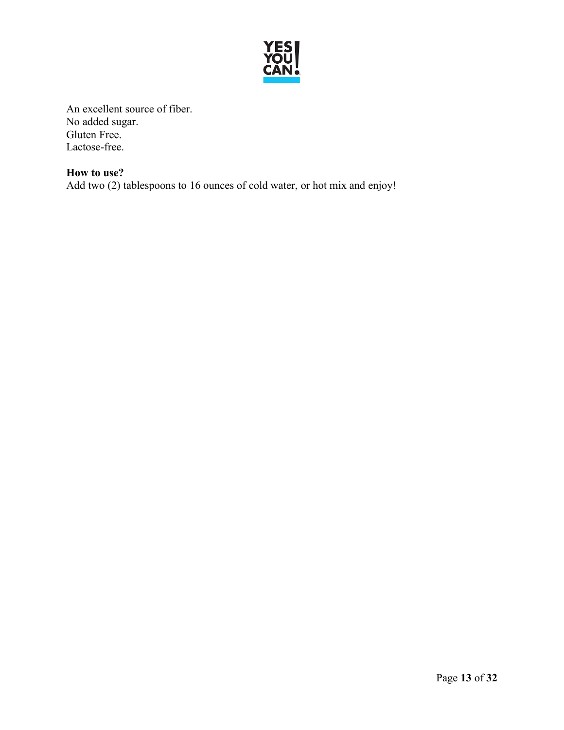An excellent source of fiber.
No added sugar.
Gluten Free.
Lactose-free.

**How to use?**
Add two (2) tablespoons to 16 ounces of cold water, or hot mix and enjoy!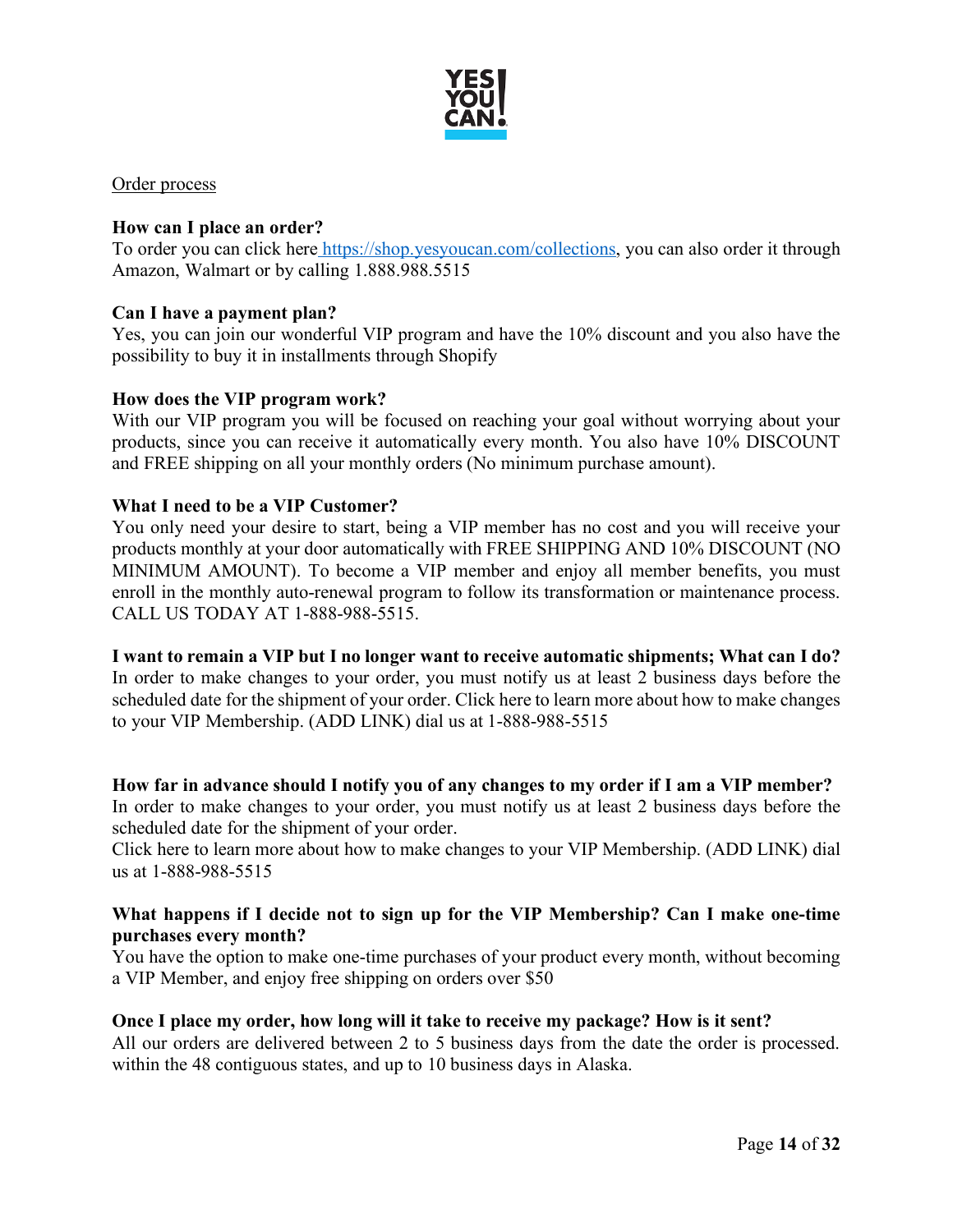Order process

**How can I place an order?**
To order you can click here [https://shop.yesyoucan.com/collections](https://shop.yesyoucan.com/collections), you can also order it through Amazon, Walmart or by calling 1.888.988.5515

**Can I have a payment plan?**
Yes, you can join our wonderful VIP program and have the 10% discount and you also have the possibility to buy it in installments through Shopify

**How does the VIP program work?**
With our VIP program you will be focused on reaching your goal without worrying about your products, since you can receive it automatically every month. You also have 10% DISCOUNT and FREE shipping on all your monthly orders (No minimum purchase amount).

**What I need to be a VIP Customer?**
You only need your desire to start, being a VIP member has no cost and you will receive your products monthly at your door automatically with FREE SHIPPING AND 10% DISCOUNT (NO MINIMUM AMOUNT). To become a VIP member and enjoy all member benefits, you must enroll in the monthly auto-renewal program to follow its transformation or maintenance process. CALL US TODAY AT 1-888-988-5515.

**I want to remain a VIP but I no longer want to receive automatic shipments; What can I do?**
In order to make changes to your order, you must notify us at least 2 business days before the scheduled date for the shipment of your order. Click here to learn more about how to make changes to your VIP Membership. (ADD LINK) dial us at 1-888-988-5515

**How far in advance should I notify you of any changes to my order if I am a VIP member?**
In order to make changes to your order, you must notify us at least 2 business days before the scheduled date for the shipment of your order.
Click here to learn more about how to make changes to your VIP Membership. (ADD LINK) dial us at 1-888-988-5515

**What happens if I decide not to sign up for the VIP Membership? Can I make one-time purchases every month?**
You have the option to make one-time purchases of your product every month, without becoming a VIP Member, and enjoy free shipping on orders over $50

**Once I place my order, how long will it take to receive my package? How is it sent?**
All our orders are delivered between 2 to 5 business days from the date the order is processed. within the 48 contiguous states, and up to 10 business days in Alaska.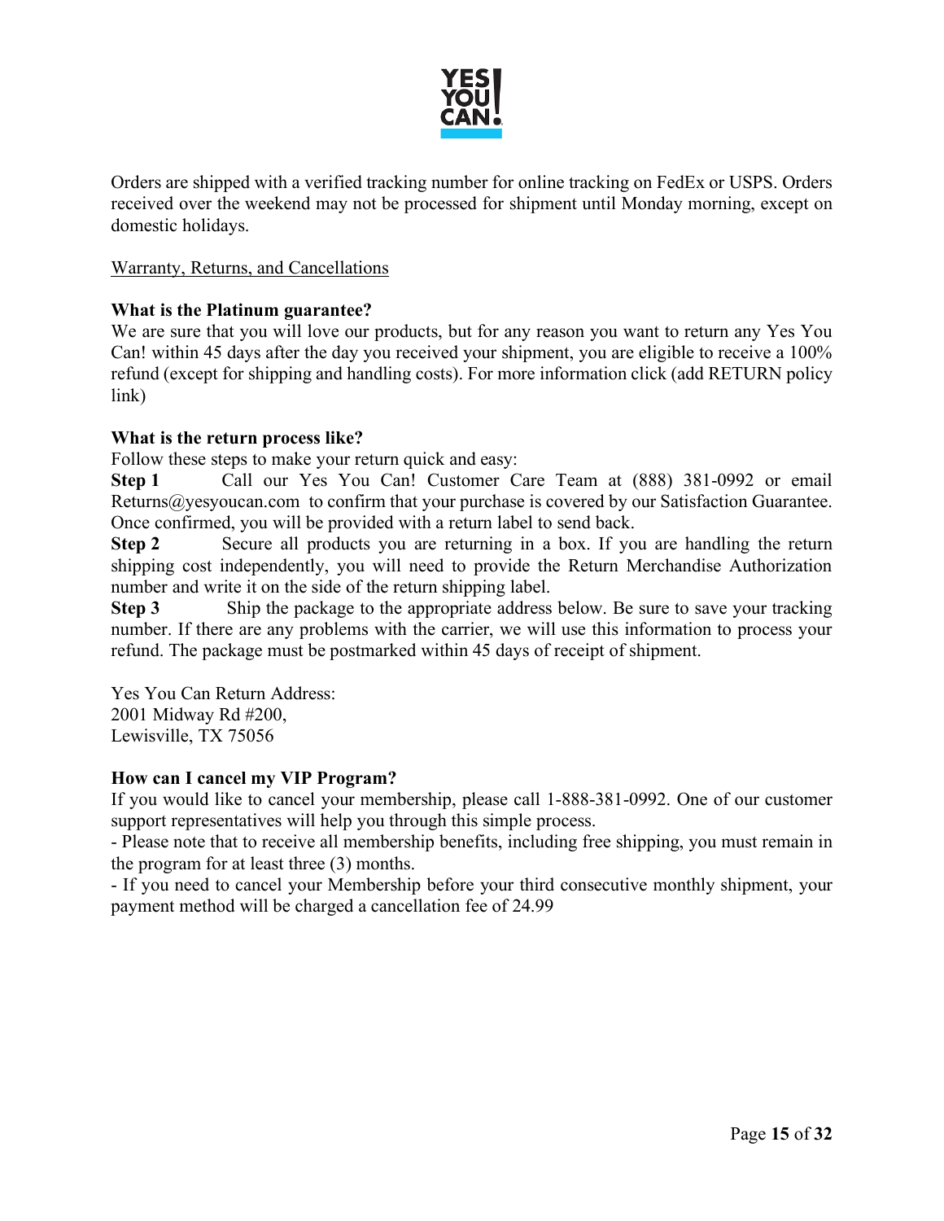Orders are shipped with a verified tracking number for online tracking on FedEx or USPS. Orders received over the weekend may not be processed for shipment until Monday morning, except on domestic holidays.

<u>Warranty, Returns, and Cancellations</u>

**What is the Platinum guarantee?**

We are sure that you will love our products, but for any reason you want to return any Yes You Can! within 45 days after the day you received your shipment, you are eligible to receive a 100% refund (except for shipping and handling costs). For more information click (add RETURN policy link)

**What is the return process like?**

Follow these steps to make your return quick and easy:

**Step 1** Call our Yes You Can! Customer Care Team at (888) 381-0992 or email Returns@yesyoucan.com to confirm that your purchase is covered by our Satisfaction Guarantee. Once confirmed, you will be provided with a return label to send back.

**Step 2** Secure all products you are returning in a box. If you are handling the return shipping cost independently, you will need to provide the Return Merchandise Authorization number and write it on the side of the return shipping label.

**Step 3** Ship the package to the appropriate address below. Be sure to save your tracking number. If there are any problems with the carrier, we will use this information to process your refund. The package must be postmarked within 45 days of receipt of shipment.

Yes You Can Return Address:
2001 Midway Rd #200,
Lewisville, TX 75056

**How can I cancel my VIP Program?**

If you would like to cancel your membership, please call 1-888-381-0992. One of our customer support representatives will help you through this simple process.

- Please note that to receive all membership benefits, including free shipping, you must remain in the program for at least three (3) months.
- If you need to cancel your Membership before your third consecutive monthly shipment, your payment method will be charged a cancellation fee of 24.99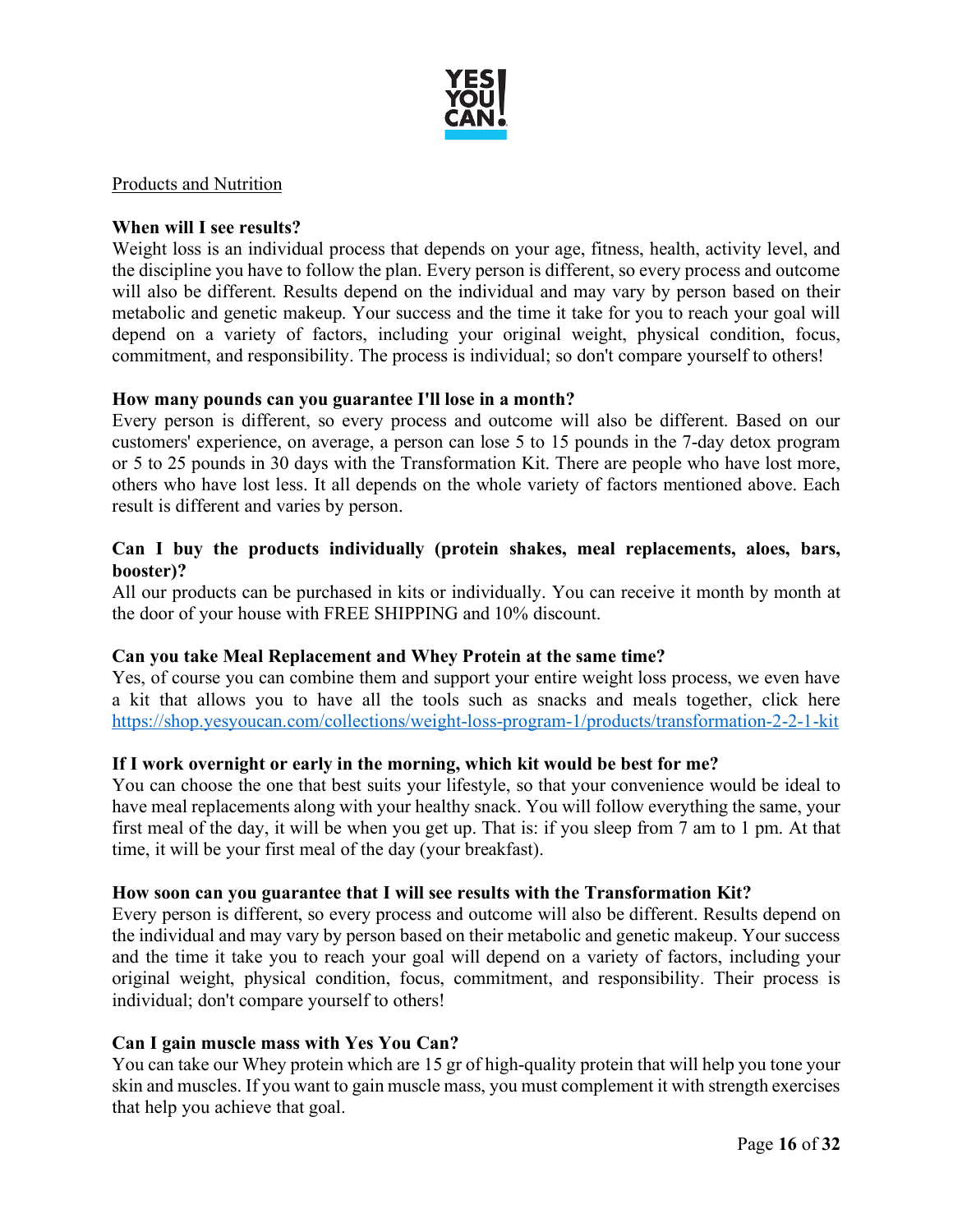Products and Nutrition

**When will I see results?**

Weight loss is an individual process that depends on your age, fitness, health, activity level, and the discipline you have to follow the plan. Every person is different, so every process and outcome will also be different. Results depend on the individual and may vary by person based on their metabolic and genetic makeup. Your success and the time it take for you to reach your goal will depend on a variety of factors, including your original weight, physical condition, focus, commitment, and responsibility. The process is individual; so don't compare yourself to others!

**How many pounds can you guarantee I'll lose in a month?**

Every person is different, so every process and outcome will also be different. Based on our customers' experience, on average, a person can lose 5 to 15 pounds in the 7-day detox program or 5 to 25 pounds in 30 days with the Transformation Kit. There are people who have lost more, others who have lost less. It all depends on the whole variety of factors mentioned above. Each result is different and varies by person.

**Can I buy the products individually (protein shakes, meal replacements, aloes, bars, booster)?**

All our products can be purchased in kits or individually. You can receive it month by month at the door of your house with FREE SHIPPING and 10% discount.

**Can you take Meal Replacement and Whey Protein at the same time?**

Yes, of course you can combine them and support your entire weight loss process, we even have a kit that allows you to have all the tools such as snacks and meals together, click here https://shop.yesyoucan.com/collections/weight-loss-program-1/products/transformation-2-2-1-kit

**If I work overnight or early in the morning, which kit would be best for me?**

You can choose the one that best suits your lifestyle, so that your convenience would be ideal to have meal replacements along with your healthy snack. You will follow everything the same, your first meal of the day, it will be when you get up. That is: if you sleep from 7 am to 1 pm. At that time, it will be your first meal of the day (your breakfast).

**How soon can you guarantee that I will see results with the Transformation Kit?**

Every person is different, so every process and outcome will also be different. Results depend on the individual and may vary by person based on their metabolic and genetic makeup. Your success and the time it take you to reach your goal will depend on a variety of factors, including your original weight, physical condition, focus, commitment, and responsibility. Their process is individual; don't compare yourself to others!

**Can I gain muscle mass with Yes You Can?**

You can take our Whey protein which are 15 gr of high-quality protein that will help you tone your skin and muscles. If you want to gain muscle mass, you must complement it with strength exercises that help you achieve that goal.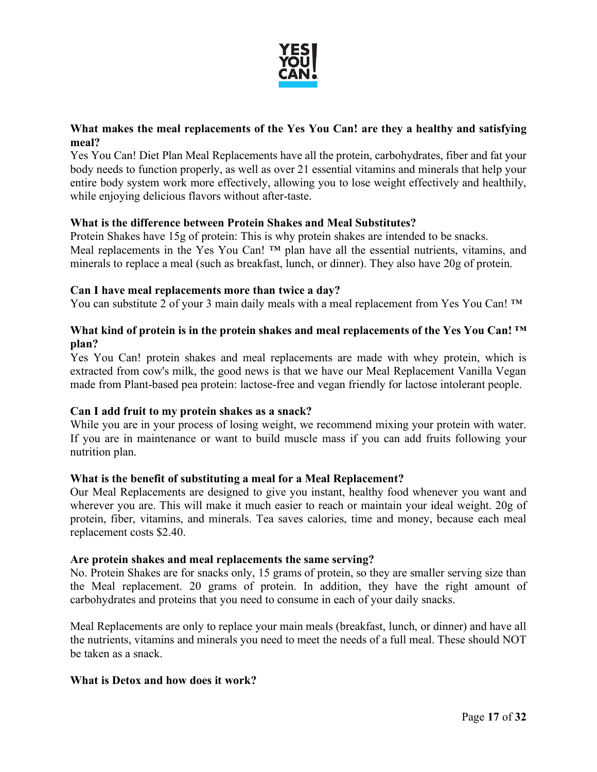**What makes the meal replacements of the Yes You Can! are they a healthy and satisfying meal?**

Yes You Can! Diet Plan Meal Replacements have all the protein, carbohydrates, fiber and fat your body needs to function properly, as well as over 21 essential vitamins and minerals that help your entire body system work more effectively, allowing you to lose weight effectively and healthily, while enjoying delicious flavors without after-taste.

**What is the difference between Protein Shakes and Meal Substitutes?**

Protein Shakes have 15g of protein: This is why protein shakes are intended to be snacks.
Meal replacements in the Yes You Can! ™ plan have all the essential nutrients, vitamins, and minerals to replace a meal (such as breakfast, lunch, or dinner). They also have 20g of protein.

**Can I have meal replacements more than twice a day?**

You can substitute 2 of your 3 main daily meals with a meal replacement from Yes You Can! ™

**What kind of protein is in the protein shakes and meal replacements of the Yes You Can! ™ plan?**

Yes You Can! protein shakes and meal replacements are made with whey protein, which is extracted from cow's milk, the good news is that we have our Meal Replacement Vanilla Vegan made from Plant-based pea protein: lactose-free and vegan friendly for lactose intolerant people.

**Can I add fruit to my protein shakes as a snack?**

While you are in your process of losing weight, we recommend mixing your protein with water. If you are in maintenance or want to build muscle mass if you can add fruits following your nutrition plan.

**What is the benefit of substituting a meal for a Meal Replacement?**

Our Meal Replacements are designed to give you instant, healthy food whenever you want and wherever you are. This will make it much easier to reach or maintain your ideal weight. 20g of protein, fiber, vitamins, and minerals. Tea saves calories, time and money, because each meal replacement costs $2.40.

**Are protein shakes and meal replacements the same serving?**

No. Protein Shakes are for snacks only, 15 grams of protein, so they are smaller serving size than the Meal replacement. 20 grams of protein. In addition, they have the right amount of carbohydrates and proteins that you need to consume in each of your daily snacks.

Meal Replacements are only to replace your main meals (breakfast, lunch, or dinner) and have all the nutrients, vitamins and minerals you need to meet the needs of a full meal. These should NOT be taken as a snack.

**What is Detox and how does it work?**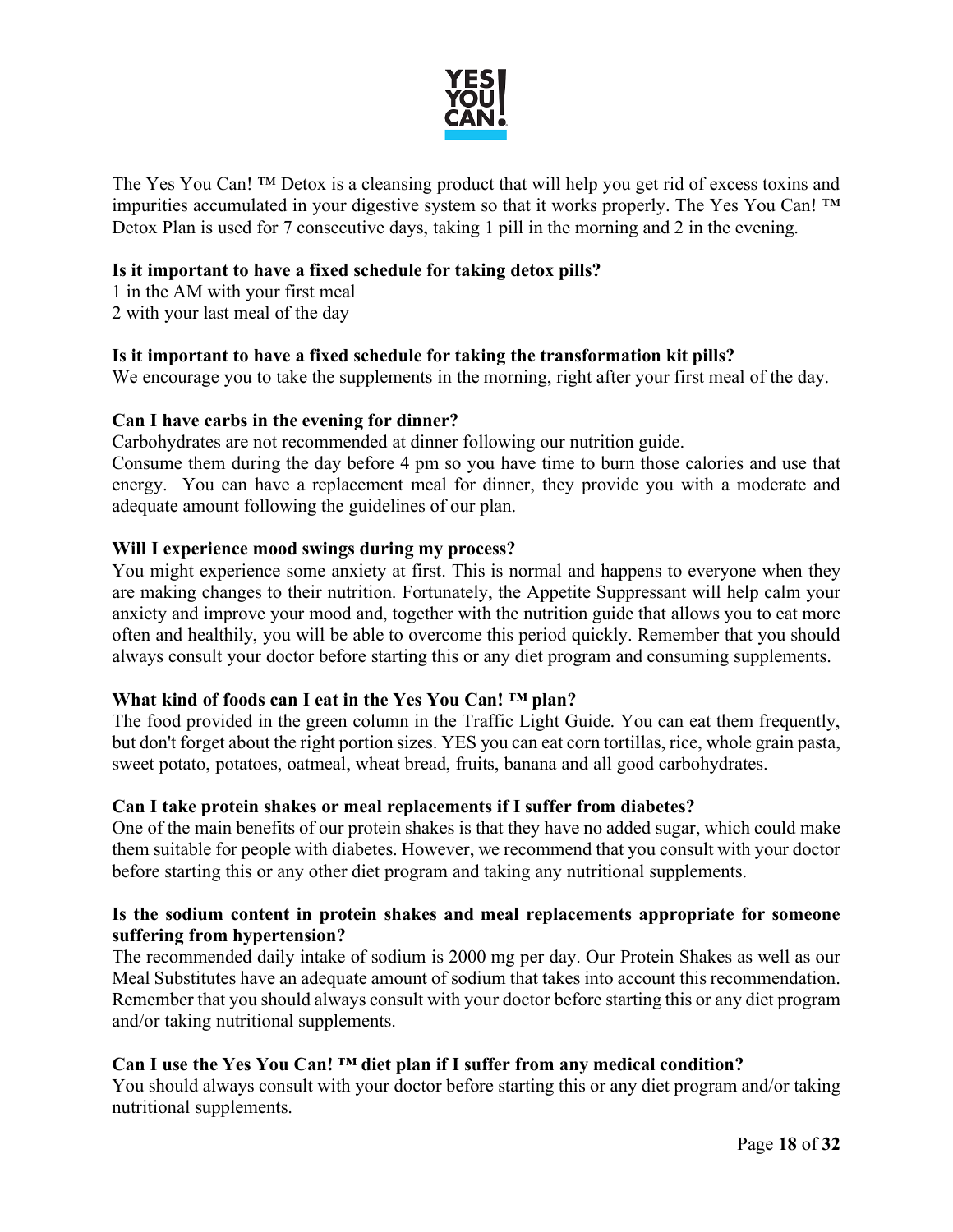The Yes You Can! ™ Detox is a cleansing product that will help you get rid of excess toxins and impurities accumulated in your digestive system so that it works properly. The Yes You Can! ™ Detox Plan is used for 7 consecutive days, taking 1 pill in the morning and 2 in the evening.

**Is it important to have a fixed schedule for taking detox pills?**

1 in the AM with your first meal
2 with your last meal of the day

**Is it important to have a fixed schedule for taking the transformation kit pills?**

We encourage you to take the supplements in the morning, right after your first meal of the day.

**Can I have carbs in the evening for dinner?**

Carbohydrates are not recommended at dinner following our nutrition guide.
Consume them during the day before 4 pm so you have time to burn those calories and use that energy. You can have a replacement meal for dinner, they provide you with a moderate and adequate amount following the guidelines of our plan.

**Will I experience mood swings during my process?**

You might experience some anxiety at first. This is normal and happens to everyone when they are making changes to their nutrition. Fortunately, the Appetite Suppressant will help calm your anxiety and improve your mood and, together with the nutrition guide that allows you to eat more often and healthily, you will be able to overcome this period quickly. Remember that you should always consult your doctor before starting this or any diet program and consuming supplements.

**What kind of foods can I eat in the Yes You Can! ™ plan?**

The food provided in the green column in the Traffic Light Guide. You can eat them frequently, but don't forget about the right portion sizes. YES you can eat corn tortillas, rice, whole grain pasta, sweet potato, potatoes, oatmeal, wheat bread, fruits, banana and all good carbohydrates.

**Can I take protein shakes or meal replacements if I suffer from diabetes?**

One of the main benefits of our protein shakes is that they have no added sugar, which could make them suitable for people with diabetes. However, we recommend that you consult with your doctor before starting this or any other diet program and taking any nutritional supplements.

**Is the sodium content in protein shakes and meal replacements appropriate for someone suffering from hypertension?**

The recommended daily intake of sodium is 2000 mg per day. Our Protein Shakes as well as our Meal Substitutes have an adequate amount of sodium that takes into account this recommendation. Remember that you should always consult with your doctor before starting this or any diet program and/or taking nutritional supplements.

**Can I use the Yes You Can! ™ diet plan if I suffer from any medical condition?**

You should always consult with your doctor before starting this or any diet program and/or taking nutritional supplements.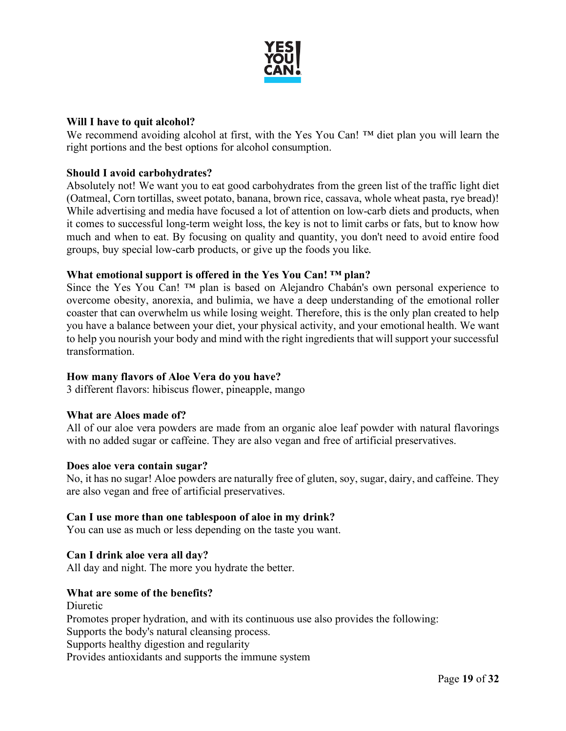**Will I have to quit alcohol?**
We recommend avoiding alcohol at first, with the Yes You Can! ™ diet plan you will learn the right portions and the best options for alcohol consumption.

**Should I avoid carbohydrates?**
Absolutely not! We want you to eat good carbohydrates from the green list of the traffic light diet (Oatmeal, Corn tortillas, sweet potato, banana, brown rice, cassava, whole wheat pasta, rye bread)! While advertising and media have focused a lot of attention on low-carb diets and products, when it comes to successful long-term weight loss, the key is not to limit carbs or fats, but to know how much and when to eat. By focusing on quality and quantity, you don't need to avoid entire food groups, buy special low-carb products, or give up the foods you like.

**What emotional support is offered in the Yes You Can! ™ plan?**
Since the Yes You Can! ™ plan is based on Alejandro Chabán's own personal experience to overcome obesity, anorexia, and bulimia, we have a deep understanding of the emotional roller coaster that can overwhelm us while losing weight. Therefore, this is the only plan created to help you have a balance between your diet, your physical activity, and your emotional health. We want to help you nourish your body and mind with the right ingredients that will support your successful transformation.

**How many flavors of Aloe Vera do you have?**
3 different flavors: hibiscus flower, pineapple, mango

**What are Aloes made of?**
All of our aloe vera powders are made from an organic aloe leaf powder with natural flavorings with no added sugar or caffeine. They are also vegan and free of artificial preservatives.

**Does aloe vera contain sugar?**
No, it has no sugar! Aloe powders are naturally free of gluten, soy, sugar, dairy, and caffeine. They are also vegan and free of artificial preservatives.

**Can I use more than one tablespoon of aloe in my drink?**
You can use as much or less depending on the taste you want.

**Can I drink aloe vera all day?**
All day and night. The more you hydrate the better.

**What are some of the benefits?**
Diuretic
Promotes proper hydration, and with its continuous use also provides the following:
Supports the body's natural cleansing process.
Supports healthy digestion and regularity
Provides antioxidants and supports the immune system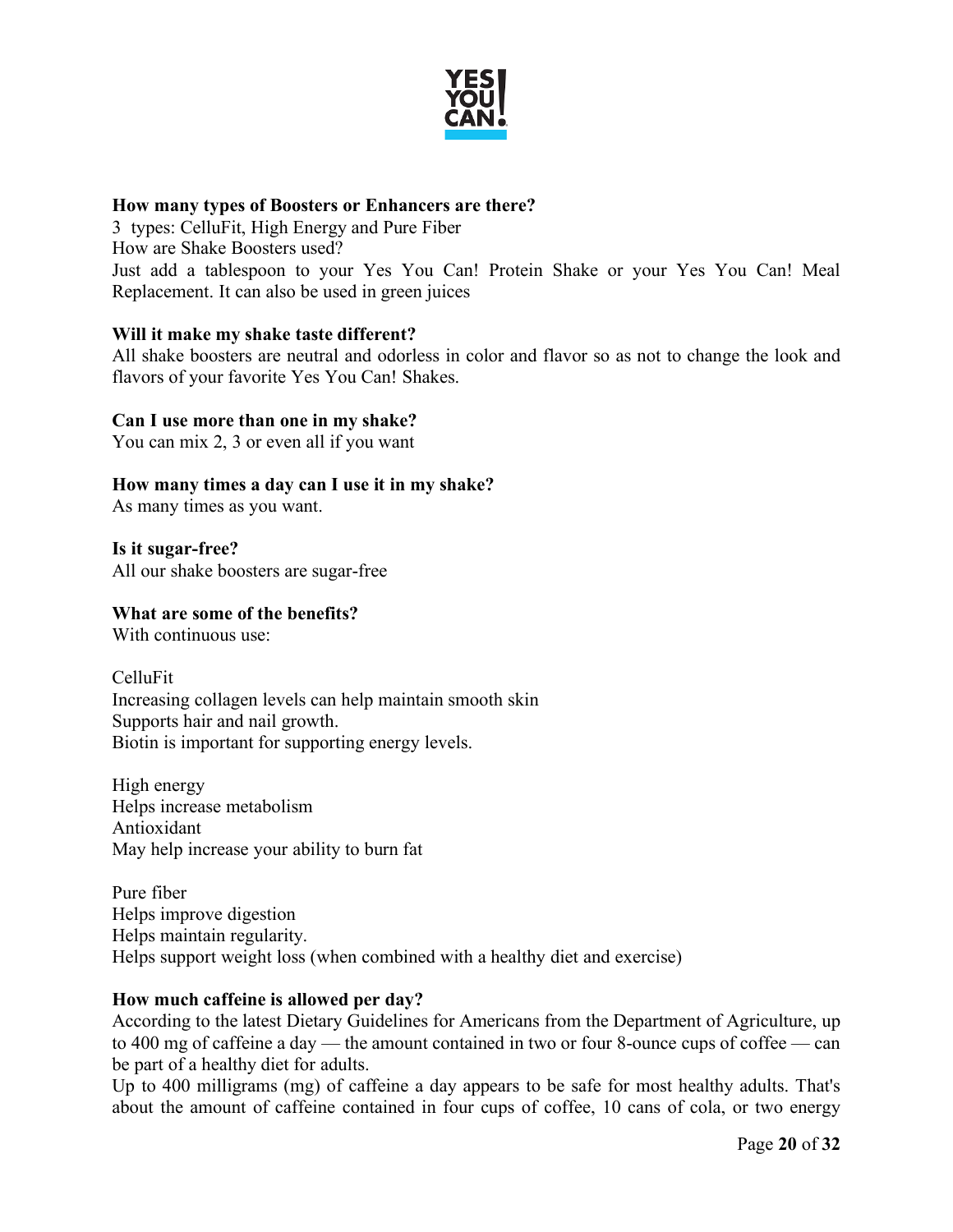**How many types of Boosters or Enhancers are there?**
3 types: CelluFit, High Energy and Pure Fiber
How are Shake Boosters used?
Just add a tablespoon to your Yes You Can! Protein Shake or your Yes You Can! Meal Replacement. It can also be used in green juices

**Will it make my shake taste different?**
All shake boosters are neutral and odorless in color and flavor so as not to change the look and flavors of your favorite Yes You Can! Shakes.

**Can I use more than one in my shake?**
You can mix 2, 3 or even all if you want

**How many times a day can I use it in my shake?**
As many times as you want.

**Is it sugar-free?**
All our shake boosters are sugar-free

**What are some of the benefits?**
With continuous use:

CelluFit
Increasing collagen levels can help maintain smooth skin
Supports hair and nail growth.
Biotin is important for supporting energy levels.

High energy
Helps increase metabolism
Antioxidant
May help increase your ability to burn fat

Pure fiber
Helps improve digestion
Helps maintain regularity.
Helps support weight loss (when combined with a healthy diet and exercise)

**How much caffeine is allowed per day?**
According to the latest Dietary Guidelines for Americans from the Department of Agriculture, up to 400 mg of caffeine a day — the amount contained in two or four 8-ounce cups of coffee — can be part of a healthy diet for adults.
Up to 400 milligrams (mg) of caffeine a day appears to be safe for most healthy adults. That's about the amount of caffeine contained in four cups of coffee, 10 cans of cola, or two energy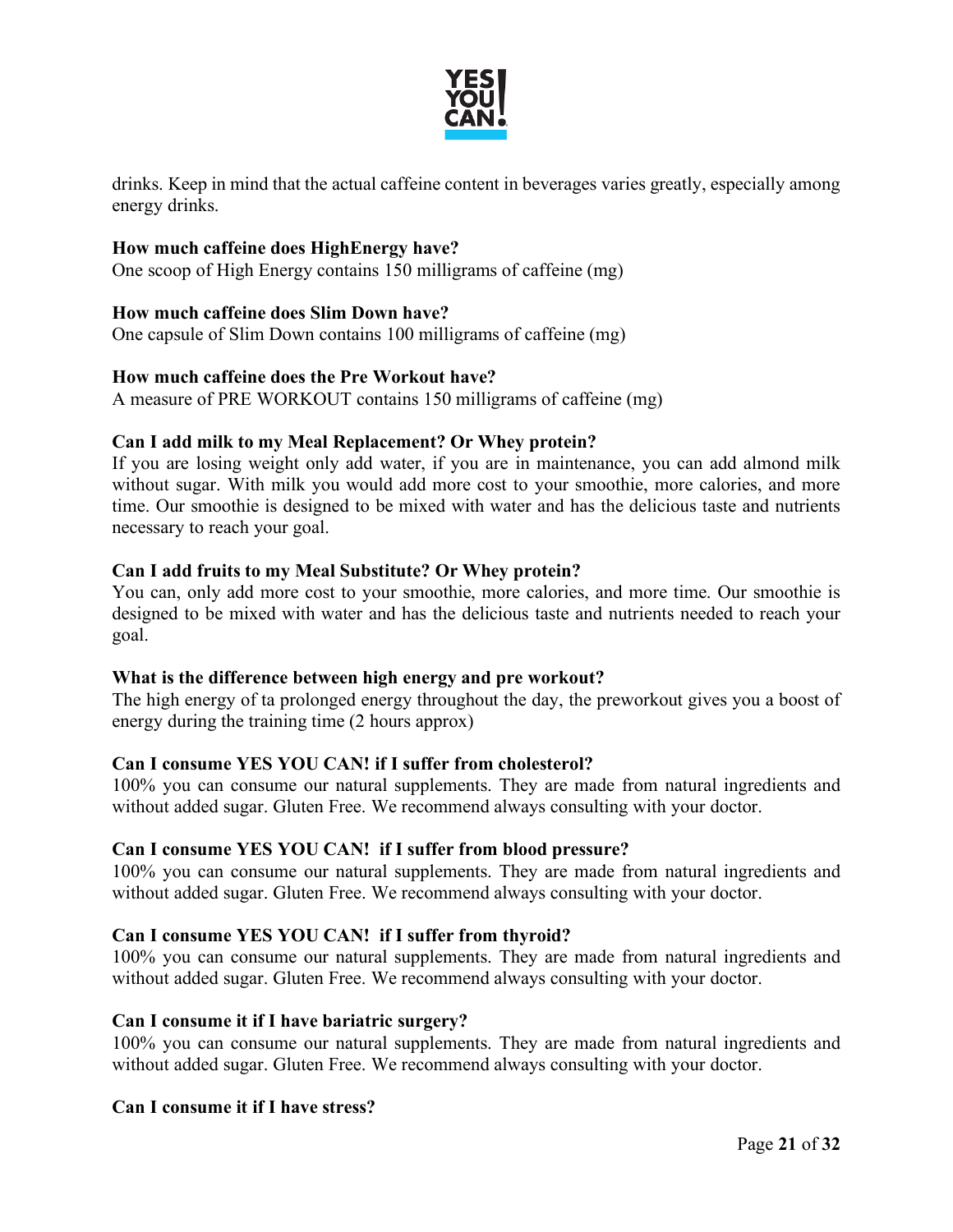drinks. Keep in mind that the actual caffeine content in beverages varies greatly, especially among energy drinks.

**How much caffeine does HighEnergy have?**
One scoop of High Energy contains 150 milligrams of caffeine (mg)

**How much caffeine does Slim Down have?**
One capsule of Slim Down contains 100 milligrams of caffeine (mg)

**How much caffeine does the Pre Workout have?**
A measure of PRE WORKOUT contains 150 milligrams of caffeine (mg)

**Can I add milk to my Meal Replacement? Or Whey protein?**
If you are losing weight only add water, if you are in maintenance, you can add almond milk without sugar. With milk you would add more cost to your smoothie, more calories, and more time. Our smoothie is designed to be mixed with water and has the delicious taste and nutrients necessary to reach your goal.

**Can I add fruits to my Meal Substitute? Or Whey protein?**
You can, only add more cost to your smoothie, more calories, and more time. Our smoothie is designed to be mixed with water and has the delicious taste and nutrients needed to reach your goal.

**What is the difference between high energy and pre workout?**
The high energy of ta prolonged energy throughout the day, the preworkout gives you a boost of energy during the training time (2 hours approx)

**Can I consume YES YOU CAN! if I suffer from cholesterol?**
100% you can consume our natural supplements. They are made from natural ingredients and without added sugar. Gluten Free. We recommend always consulting with your doctor.

**Can I consume YES YOU CAN! if I suffer from blood pressure?**
100% you can consume our natural supplements. They are made from natural ingredients and without added sugar. Gluten Free. We recommend always consulting with your doctor.

**Can I consume YES YOU CAN! if I suffer from thyroid?**
100% you can consume our natural supplements. They are made from natural ingredients and without added sugar. Gluten Free. We recommend always consulting with your doctor.

**Can I consume it if I have bariatric surgery?**
100% you can consume our natural supplements. They are made from natural ingredients and without added sugar. Gluten Free. We recommend always consulting with your doctor.

**Can I consume it if I have stress?**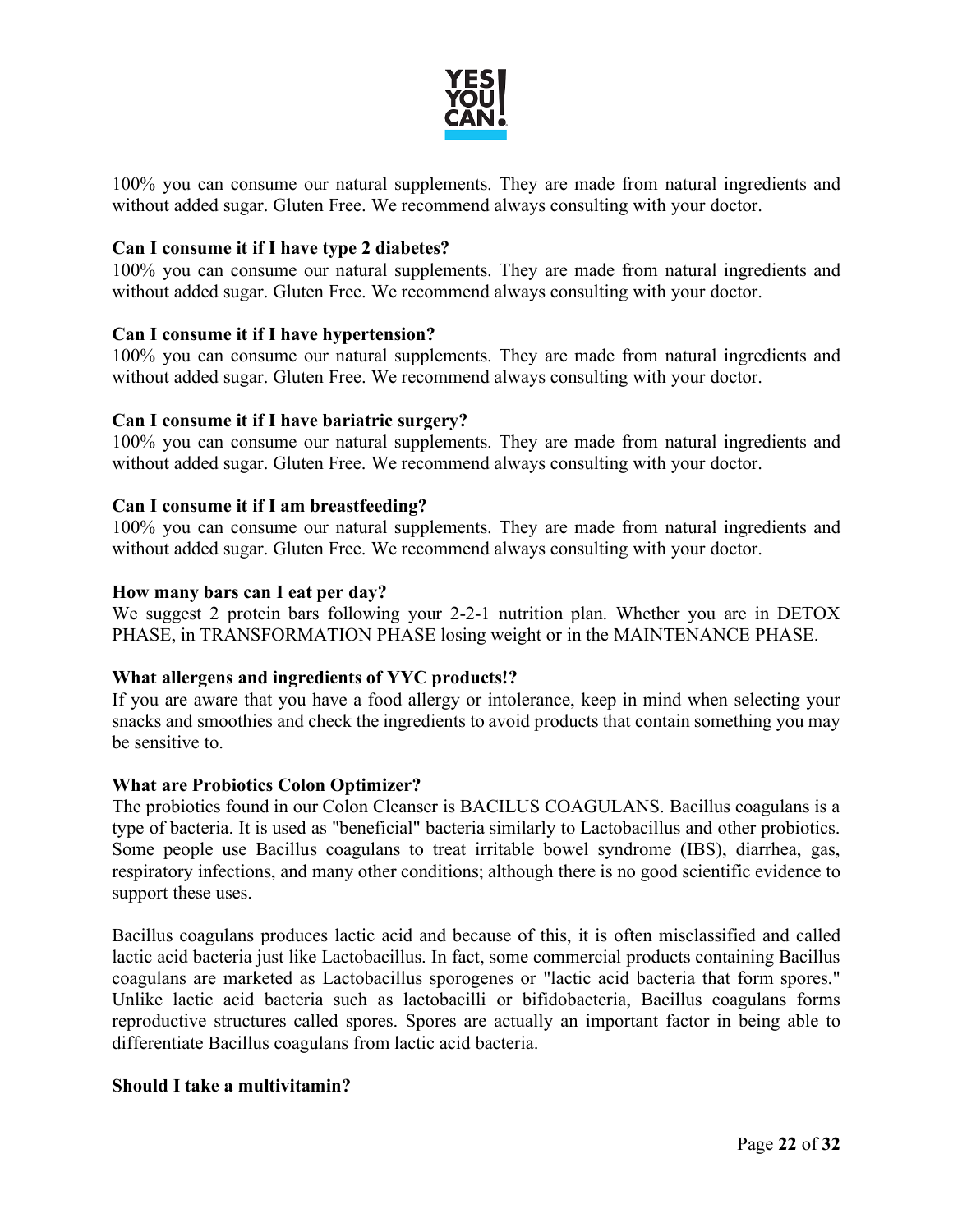100% you can consume our natural supplements. They are made from natural ingredients and without added sugar. Gluten Free. We recommend always consulting with your doctor.

**Can I consume it if I have type 2 diabetes?**

100% you can consume our natural supplements. They are made from natural ingredients and without added sugar. Gluten Free. We recommend always consulting with your doctor.

**Can I consume it if I have hypertension?**

100% you can consume our natural supplements. They are made from natural ingredients and without added sugar. Gluten Free. We recommend always consulting with your doctor.

**Can I consume it if I have bariatric surgery?**

100% you can consume our natural supplements. They are made from natural ingredients and without added sugar. Gluten Free. We recommend always consulting with your doctor.

**Can I consume it if I am breastfeeding?**

100% you can consume our natural supplements. They are made from natural ingredients and without added sugar. Gluten Free. We recommend always consulting with your doctor.

**How many bars can I eat per day?**

We suggest 2 protein bars following your 2-2-1 nutrition plan. Whether you are in DETOX PHASE, in TRANSFORMATION PHASE losing weight or in the MAINTENANCE PHASE.

**What allergens and ingredients of YYC products!?**

If you are aware that you have a food allergy or intolerance, keep in mind when selecting your snacks and smoothies and check the ingredients to avoid products that contain something you may be sensitive to.

**What are Probiotics Colon Optimizer?**

The probiotics found in our Colon Cleanser is BACILUS COAGULANS. Bacillus coagulans is a type of bacteria. It is used as "beneficial" bacteria similarly to Lactobacillus and other probiotics. Some people use Bacillus coagulans to treat irritable bowel syndrome (IBS), diarrhea, gas, respiratory infections, and many other conditions; although there is no good scientific evidence to support these uses.

Bacillus coagulans produces lactic acid and because of this, it is often misclassified and called lactic acid bacteria just like Lactobacillus. In fact, some commercial products containing Bacillus coagulans are marketed as Lactobacillus sporogenes or "lactic acid bacteria that form spores." Unlike lactic acid bacteria such as lactobacilli or bifidobacteria, Bacillus coagulans forms reproductive structures called spores. Spores are actually an important factor in being able to differentiate Bacillus coagulans from lactic acid bacteria.

**Should I take a multivitamin?**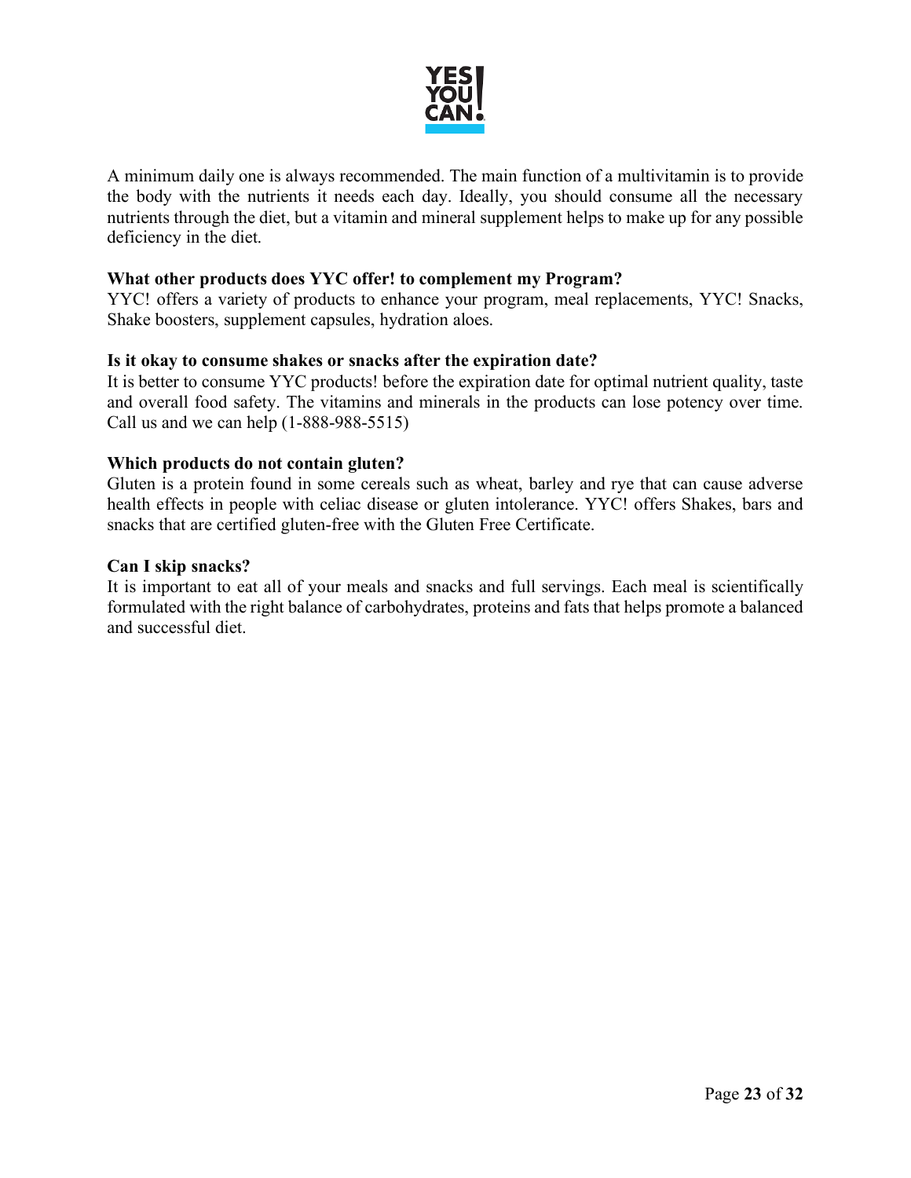A minimum daily one is always recommended. The main function of a multivitamin is to provide the body with the nutrients it needs each day. Ideally, you should consume all the necessary nutrients through the diet, but a vitamin and mineral supplement helps to make up for any possible deficiency in the diet.

**What other products does YYC offer! to complement my Program?**

YYC! offers a variety of products to enhance your program, meal replacements, YYC! Snacks, Shake boosters, supplement capsules, hydration aloes.

**Is it okay to consume shakes or snacks after the expiration date?**

It is better to consume YYC products! before the expiration date for optimal nutrient quality, taste and overall food safety. The vitamins and minerals in the products can lose potency over time. Call us and we can help (1-888-988-5515)

**Which products do not contain gluten?**

Gluten is a protein found in some cereals such as wheat, barley and rye that can cause adverse health effects in people with celiac disease or gluten intolerance. YYC! offers Shakes, bars and snacks that are certified gluten-free with the Gluten Free Certificate.

**Can I skip snacks?**

It is important to eat all of your meals and snacks and full servings. Each meal is scientifically formulated with the right balance of carbohydrates, proteins and fats that helps promote a balanced and successful diet.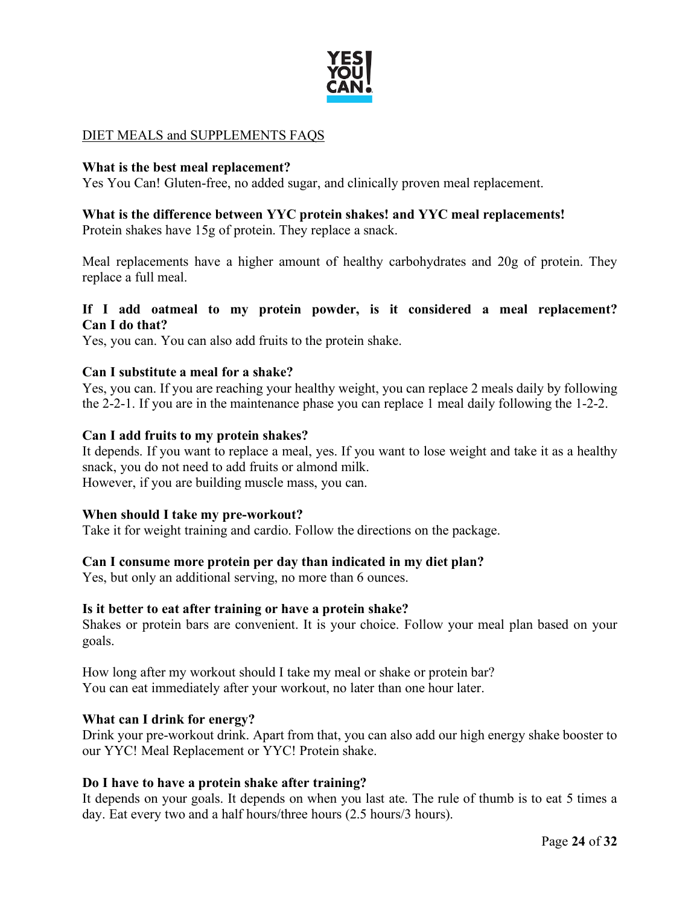## DIET MEALS and SUPPLEMENTS FAQS

**What is the best meal replacement?**
Yes You Can! Gluten-free, no added sugar, and clinically proven meal replacement.

**What is the difference between YYC protein shakes! and YYC meal replacements!**
Protein shakes have 15g of protein. They replace a snack.

Meal replacements have a higher amount of healthy carbohydrates and 20g of protein. They replace a full meal.

**If I add oatmeal to my protein powder, is it considered a meal replacement? Can I do that?**
Yes, you can. You can also add fruits to the protein shake.

**Can I substitute a meal for a shake?**
Yes, you can. If you are reaching your healthy weight, you can replace 2 meals daily by following the 2-2-1. If you are in the maintenance phase you can replace 1 meal daily following the 1-2-2.

**Can I add fruits to my protein shakes?**
It depends. If you want to replace a meal, yes. If you want to lose weight and take it as a healthy snack, you do not need to add fruits or almond milk.
However, if you are building muscle mass, you can.

**When should I take my pre-workout?**
Take it for weight training and cardio. Follow the directions on the package.

**Can I consume more protein per day than indicated in my diet plan?**
Yes, but only an additional serving, no more than 6 ounces.

**Is it better to eat after training or have a protein shake?**
Shakes or protein bars are convenient. It is your choice. Follow your meal plan based on your goals.

How long after my workout should I take my meal or shake or protein bar?
You can eat immediately after your workout, no later than one hour later.

**What can I drink for energy?**
Drink your pre-workout drink. Apart from that, you can also add our high energy shake booster to our YYC! Meal Replacement or YYC! Protein shake.

**Do I have to have a protein shake after training?**
It depends on your goals. It depends on when you last ate. The rule of thumb is to eat 5 times a day. Eat every two and a half hours/three hours (2.5 hours/3 hours).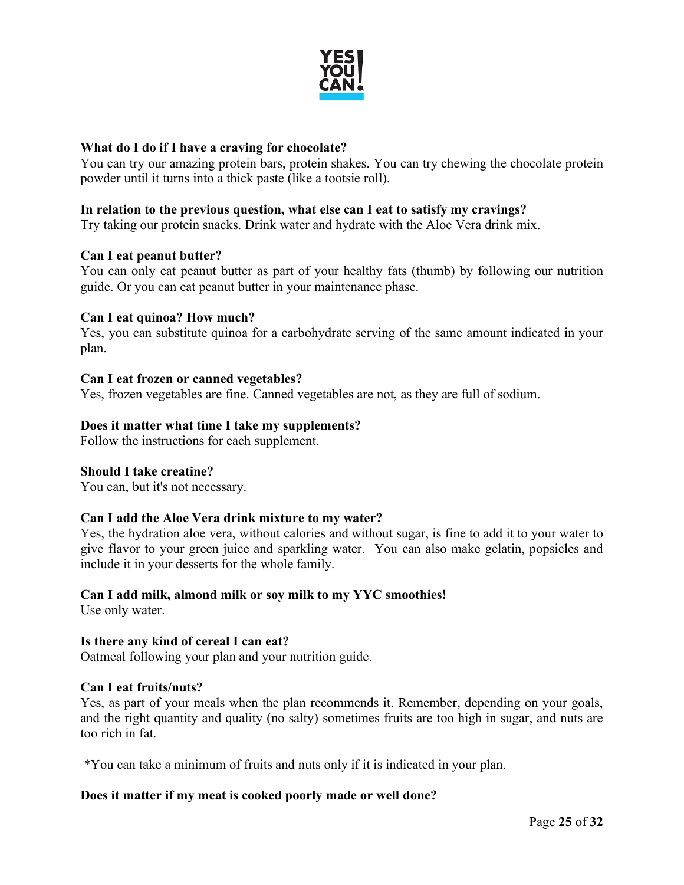**What do I do if I have a craving for chocolate?**
You can try our amazing protein bars, protein shakes. You can try chewing the chocolate protein powder until it turns into a thick paste (like a tootsie roll).

**In relation to the previous question, what else can I eat to satisfy my cravings?**
Try taking our protein snacks. Drink water and hydrate with the Aloe Vera drink mix.

**Can I eat peanut butter?**
You can only eat peanut butter as part of your healthy fats (thumb) by following our nutrition guide. Or you can eat peanut butter in your maintenance phase.

**Can I eat quinoa? How much?**
Yes, you can substitute quinoa for a carbohydrate serving of the same amount indicated in your plan.

**Can I eat frozen or canned vegetables?**
Yes, frozen vegetables are fine. Canned vegetables are not, as they are full of sodium.

**Does it matter what time I take my supplements?**
Follow the instructions for each supplement.

**Should I take creatine?**
You can, but it's not necessary.

**Can I add the Aloe Vera drink mixture to my water?**
Yes, the hydration aloe vera, without calories and without sugar, is fine to add it to your water to give flavor to your green juice and sparkling water. You can also make gelatin, popsicles and include it in your desserts for the whole family.

**Can I add milk, almond milk or soy milk to my YYC smoothies!**
Use only water.

**Is there any kind of cereal I can eat?**
Oatmeal following your plan and your nutrition guide.

**Can I eat fruits/nuts?**
Yes, as part of your meals when the plan recommends it. Remember, depending on your goals, and the right quantity and quality (no salty) sometimes fruits are too high in sugar, and nuts are too rich in fat.

*You can take a minimum of fruits and nuts only if it is indicated in your plan.

**Does it matter if my meat is cooked poorly made or well done?**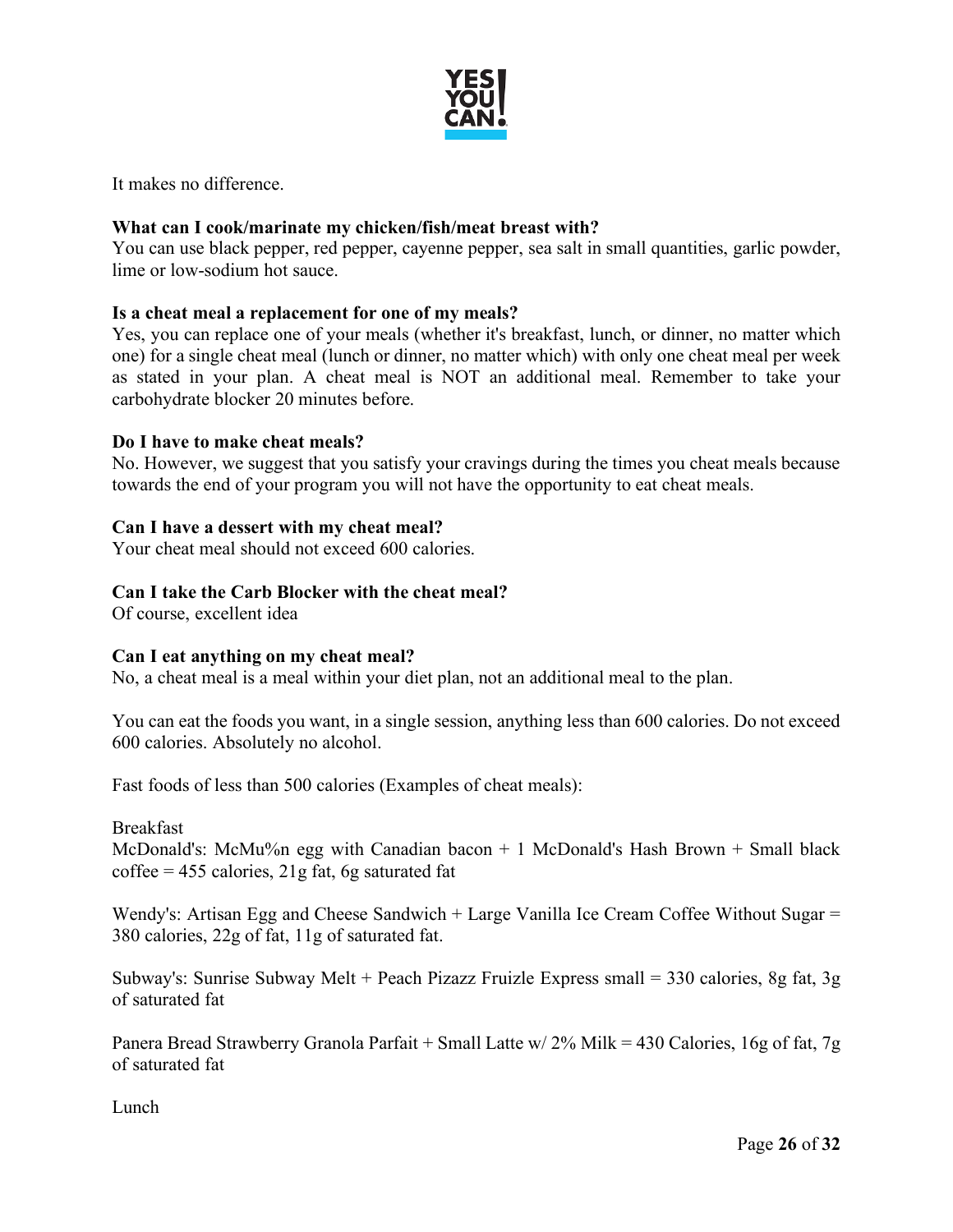It makes no difference.

**What can I cook/marinate my chicken/fish/meat breast with?**
You can use black pepper, red pepper, cayenne pepper, sea salt in small quantities, garlic powder, lime or low-sodium hot sauce.

**Is a cheat meal a replacement for one of my meals?**
Yes, you can replace one of your meals (whether it's breakfast, lunch, or dinner, no matter which one) for a single cheat meal (lunch or dinner, no matter which) with only one cheat meal per week as stated in your plan. A cheat meal is NOT an additional meal. Remember to take your carbohydrate blocker 20 minutes before.

**Do I have to make cheat meals?**
No. However, we suggest that you satisfy your cravings during the times you cheat meals because towards the end of your program you will not have the opportunity to eat cheat meals.

**Can I have a dessert with my cheat meal?**
Your cheat meal should not exceed 600 calories.

**Can I take the Carb Blocker with the cheat meal?**
Of course, excellent idea

**Can I eat anything on my cheat meal?**
No, a cheat meal is a meal within your diet plan, not an additional meal to the plan.

You can eat the foods you want, in a single session, anything less than 600 calories. Do not exceed 600 calories. Absolutely no alcohol.

Fast foods of less than 500 calories (Examples of cheat meals):

Breakfast
McDonald's: McMu%n egg with Canadian bacon + 1 McDonald's Hash Brown + Small black coffee = 455 calories, 21g fat, 6g saturated fat

Wendy's: Artisan Egg and Cheese Sandwich + Large Vanilla Ice Cream Coffee Without Sugar = 380 calories, 22g of fat, 11g of saturated fat.

Subway's: Sunrise Subway Melt + Peach Pizazz Fruizle Express small = 330 calories, 8g fat, 3g of saturated fat

Panera Bread Strawberry Granola Parfait + Small Latte w/ 2% Milk = 430 Calories, 16g of fat, 7g of saturated fat

Lunch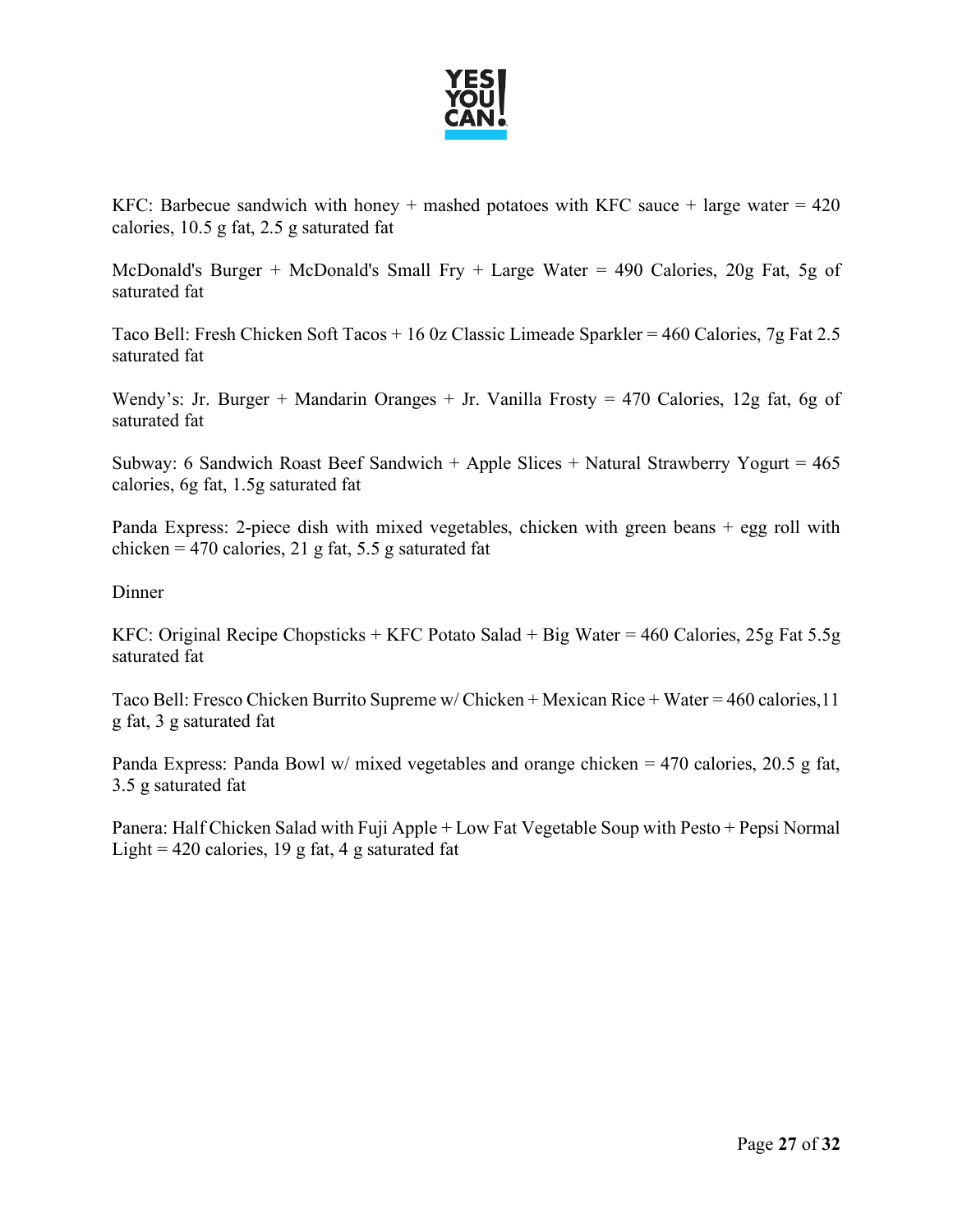KFC: Barbecue sandwich with honey + mashed potatoes with KFC sauce + large water = 420 calories, 10.5 g fat, 2.5 g saturated fat

McDonald's Burger + McDonald's Small Fry + Large Water = 490 Calories, 20g Fat, 5g of saturated fat

Taco Bell: Fresh Chicken Soft Tacos + 16 0z Classic Limeade Sparkler = 460 Calories, 7g Fat 2.5 saturated fat

Wendy's: Jr. Burger + Mandarin Oranges + Jr. Vanilla Frosty = 470 Calories, 12g fat, 6g of saturated fat

Subway: 6 Sandwich Roast Beef Sandwich + Apple Slices + Natural Strawberry Yogurt = 465 calories, 6g fat, 1.5g saturated fat

Panda Express: 2-piece dish with mixed vegetables, chicken with green beans + egg roll with chicken = 470 calories, 21 g fat, 5.5 g saturated fat

Dinner

KFC: Original Recipe Chopsticks + KFC Potato Salad + Big Water = 460 Calories, 25g Fat 5.5g saturated fat

Taco Bell: Fresco Chicken Burrito Supreme w/ Chicken + Mexican Rice + Water = 460 calories,11 g fat, 3 g saturated fat

Panda Express: Panda Bowl w/ mixed vegetables and orange chicken = 470 calories, 20.5 g fat, 3.5 g saturated fat

Panera: Half Chicken Salad with Fuji Apple + Low Fat Vegetable Soup with Pesto + Pepsi Normal Light = 420 calories, 19 g fat, 4 g saturated fat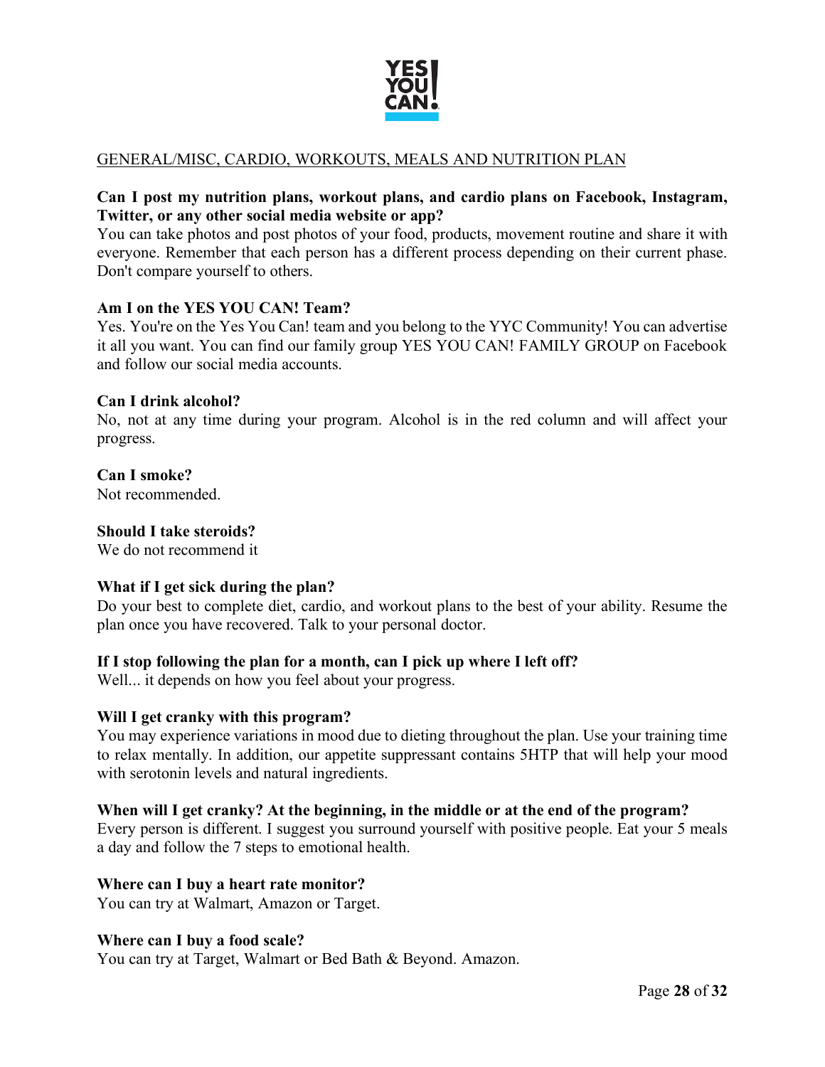GENERAL/MISC, CARDIO, WORKOUTS, MEALS AND NUTRITION PLAN

**Can I post my nutrition plans, workout plans, and cardio plans on Facebook, Instagram, Twitter, or any other social media website or app?**
You can take photos and post photos of your food, products, movement routine and share it with everyone. Remember that each person has a different process depending on their current phase. Don't compare yourself to others.

**Am I on the YES YOU CAN! Team?**
Yes. You're on the Yes You Can! team and you belong to the YYC Community! You can advertise it all you want. You can find our family group YES YOU CAN! FAMILY GROUP on Facebook and follow our social media accounts.

**Can I drink alcohol?**
No, not at any time during your program. Alcohol is in the red column and will affect your progress.

**Can I smoke?**
Not recommended.

**Should I take steroids?**
We do not recommend it

**What if I get sick during the plan?**
Do your best to complete diet, cardio, and workout plans to the best of your ability. Resume the plan once you have recovered. Talk to your personal doctor.

**If I stop following the plan for a month, can I pick up where I left off?**
Well... it depends on how you feel about your progress.

**Will I get cranky with this program?**
You may experience variations in mood due to dieting throughout the plan. Use your training time to relax mentally. In addition, our appetite suppressant contains 5HTP that will help your mood with serotonin levels and natural ingredients.

**When will I get cranky? At the beginning, in the middle or at the end of the program?**
Every person is different. I suggest you surround yourself with positive people. Eat your 5 meals a day and follow the 7 steps to emotional health.

**Where can I buy a heart rate monitor?**
You can try at Walmart, Amazon or Target.

**Where can I buy a food scale?**
You can try at Target, Walmart or Bed Bath & Beyond. Amazon.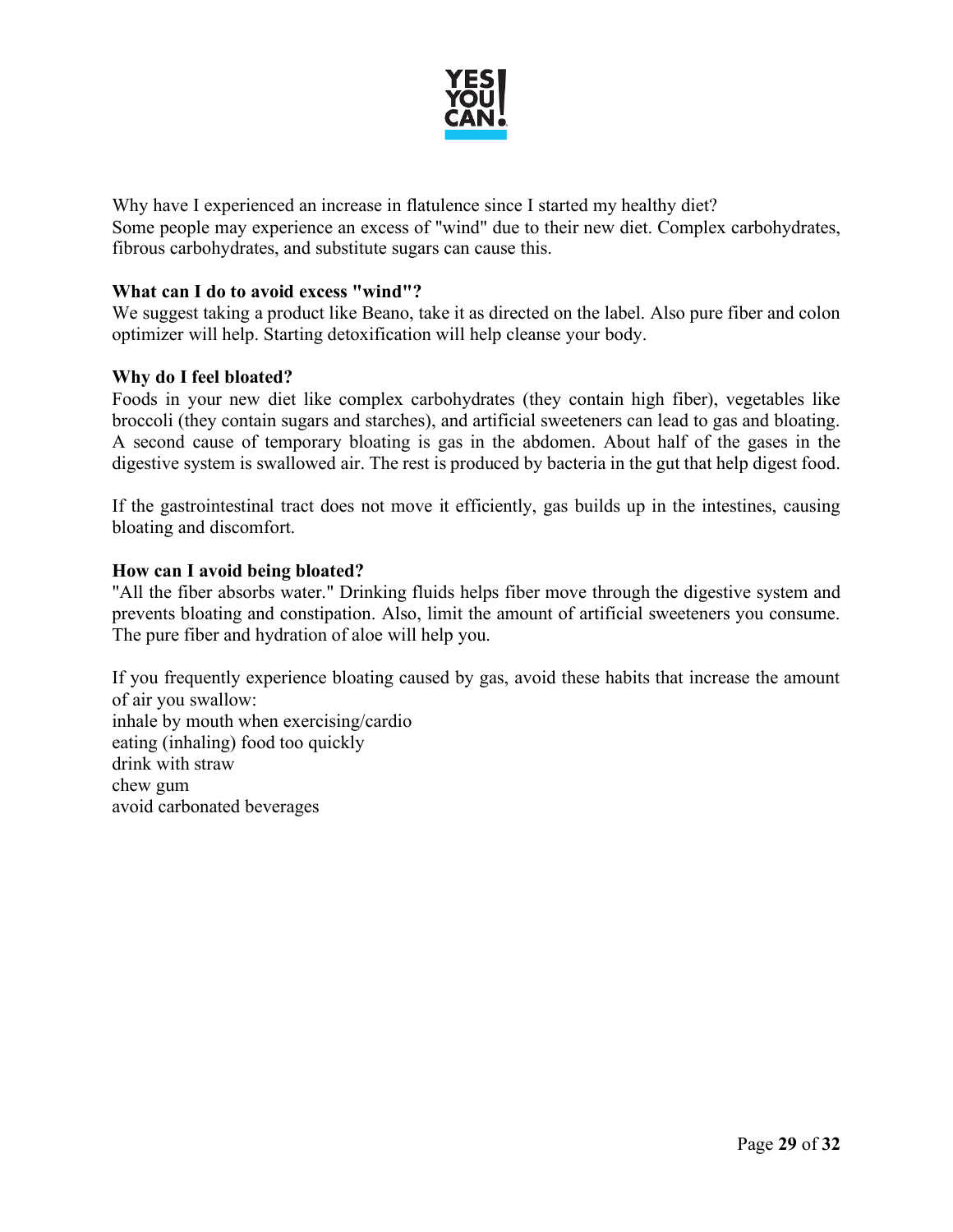Why have I experienced an increase in flatulence since I started my healthy diet?
Some people may experience an excess of "wind" due to their new diet. Complex carbohydrates, fibrous carbohydrates, and substitute sugars can cause this.

**What can I do to avoid excess "wind"?**
We suggest taking a product like Beano, take it as directed on the label. Also pure fiber and colon optimizer will help. Starting detoxification will help cleanse your body.

**Why do I feel bloated?**
Foods in your new diet like complex carbohydrates (they contain high fiber), vegetables like broccoli (they contain sugars and starches), and artificial sweeteners can lead to gas and bloating. A second cause of temporary bloating is gas in the abdomen. About half of the gases in the digestive system is swallowed air. The rest is produced by bacteria in the gut that help digest food.

If the gastrointestinal tract does not move it efficiently, gas builds up in the intestines, causing bloating and discomfort.

**How can I avoid being bloated?**
"All the fiber absorbs water." Drinking fluids helps fiber move through the digestive system and prevents bloating and constipation. Also, limit the amount of artificial sweeteners you consume. The pure fiber and hydration of aloe will help you.

If you frequently experience bloating caused by gas, avoid these habits that increase the amount of air you swallow:
inhale by mouth when exercising/cardio
eating (inhaling) food too quickly
drink with straw
chew gum
avoid carbonated beverages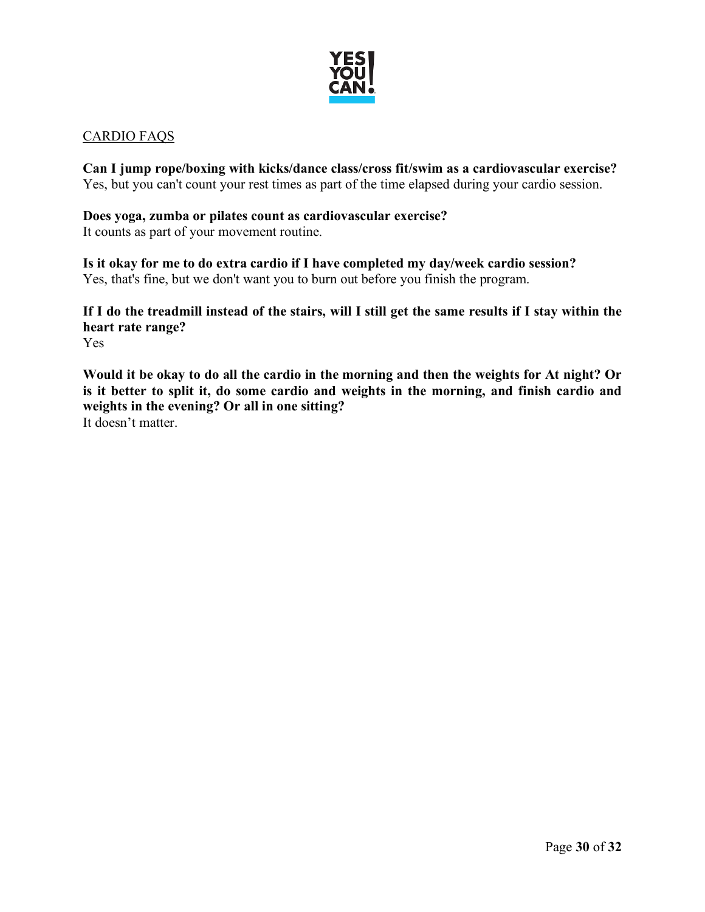## CARDIO FAQS

**Can I jump rope/boxing with kicks/dance class/cross fit/swim as a cardiovascular exercise?**
Yes, but you can't count your rest times as part of the time elapsed during your cardio session.

**Does yoga, zumba or pilates count as cardiovascular exercise?**
It counts as part of your movement routine.

**Is it okay for me to do extra cardio if I have completed my day/week cardio session?**
Yes, that's fine, but we don't want you to burn out before you finish the program.

**If I do the treadmill instead of the stairs, will I still get the same results if I stay within the heart rate range?**
Yes

**Would it be okay to do all the cardio in the morning and then the weights for At night? Or is it better to split it, do some cardio and weights in the morning, and finish cardio and weights in the evening? Or all in one sitting?**
It doesn't matter.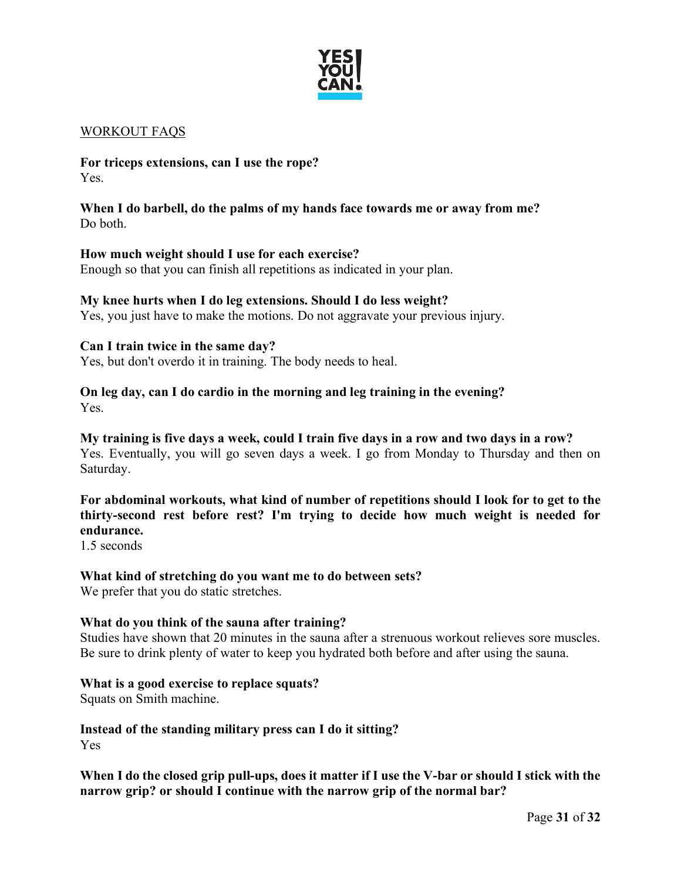## WORKOUT FAQS

**For triceps extensions, can I use the rope?**
Yes.

**When I do barbell, do the palms of my hands face towards me or away from me?**
Do both.

**How much weight should I use for each exercise?**
Enough so that you can finish all repetitions as indicated in your plan.

**My knee hurts when I do leg extensions. Should I do less weight?**
Yes, you just have to make the motions. Do not aggravate your previous injury.

**Can I train twice in the same day?**
Yes, but don't overdo it in training. The body needs to heal.

**On leg day, can I do cardio in the morning and leg training in the evening?**
Yes.

**My training is five days a week, could I train five days in a row and two days in a row?**
Yes. Eventually, you will go seven days a week. I go from Monday to Thursday and then on Saturday.

**For abdominal workouts, what kind of number of repetitions should I look for to get to the thirty-second rest before rest? I'm trying to decide how much weight is needed for endurance.**
1.5 seconds

**What kind of stretching do you want me to do between sets?**
We prefer that you do static stretches.

**What do you think of the sauna after training?**
Studies have shown that 20 minutes in the sauna after a strenuous workout relieves sore muscles. Be sure to drink plenty of water to keep you hydrated both before and after using the sauna.

**What is a good exercise to replace squats?**
Squats on Smith machine.

**Instead of the standing military press can I do it sitting?**
Yes

**When I do the closed grip pull-ups, does it matter if I use the V-bar or should I stick with the narrow grip? or should I continue with the narrow grip of the normal bar?**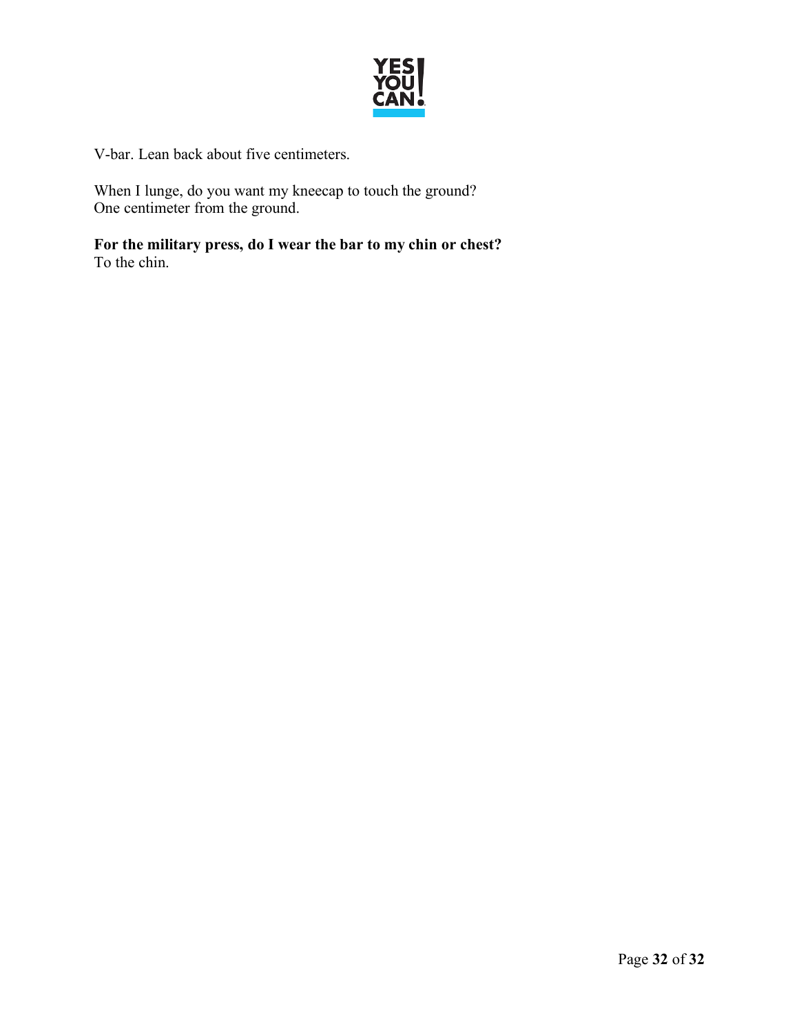V-bar. Lean back about five centimeters.

When I lunge, do you want my kneecap to touch the ground?
One centimeter from the ground.

**For the military press, do I wear the bar to my chin or chest?**
To the chin.